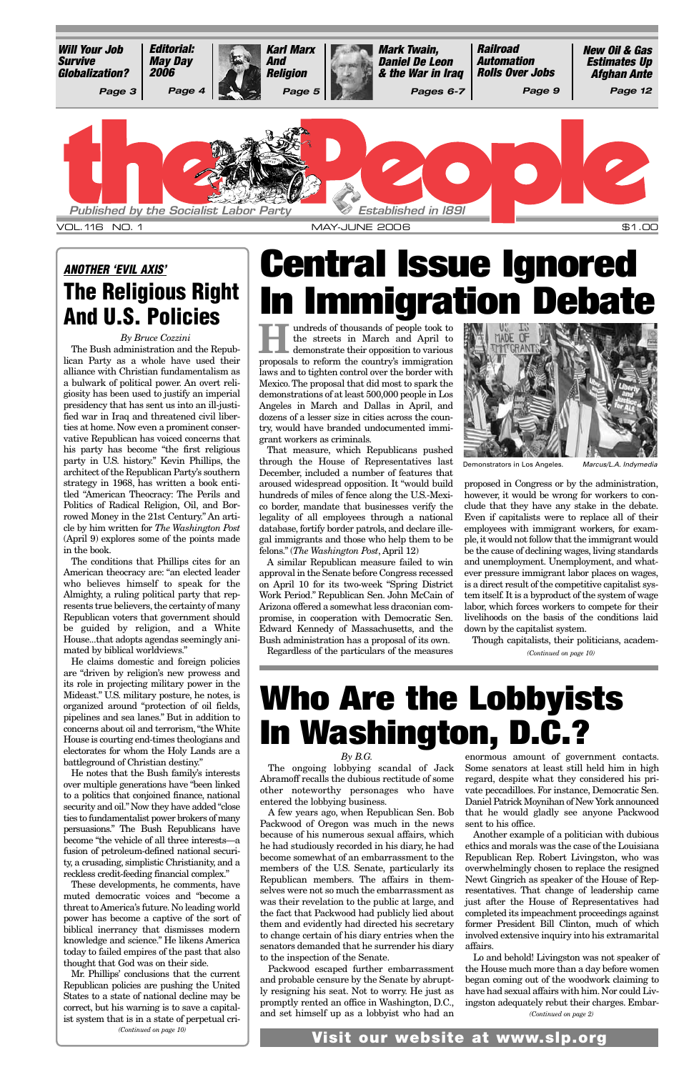| Will Your Job Survive Globalization? | Editorial: May Day 2006 | Karl Marx And Religion | Mark Twain, Daniel De Leon & the War in Iraq | Railroad Automation Rolls Over Jobs | New Oil & Gas Estimates Up Afghan Ante |
|---|---|---|---|---|---|
| Page 3 | Page 4 | Page 5 | Pages 6-7 | Page 9 | Page 12 |

# the People

Published by the Socialist Labor Party — Established in 1891

VOL. 116 NO. 1 — MAY-JUNE 2006 — $1.00

# Central Issue Ignored In Immigration Debate

Hundreds of thousands of people took to the streets in March and April to demonstrate their opposition to various proposals to reform the country's immigration laws and to tighten control over the border with Mexico. The proposal that did most to spark the demonstrations of at least 500,000 people in Los Angeles in March and Dallas in April, and dozens of a lesser size in cities across the country, would have branded undocumented immigrant workers as criminals.

That measure, which Republicans pushed through the House of Representatives last December, included a number of features that aroused widespread opposition. It "would build hundreds of miles of fence along the U.S.-Mexico border, mandate that businesses verify the legality of all employees through a national database, fortify border patrols, and declare illegal immigrants and those who help them to be felons." (*The Washington Post*, April 12)

A similar Republican measure failed to win approval in the Senate before Congress recessed on April 10 for its two-week "Spring District Work Period." Republican Sen. John McCain of Arizona offered a somewhat less draconian compromise, in cooperation with Democratic Sen. Edward Kennedy of Massachusetts, and the Bush administration has a proposal of its own.

Regardless of the particulars of the measures proposed in Congress or by the administration, however, it would be wrong for workers to conclude that they have any stake in the debate. Even if capitalists were to replace all of their employees with immigrant workers, for example, it would not follow that the immigrant would be the cause of declining wages, living standards and unemployment. Unemployment, and whatever pressure immigrant labor places on wages, is a direct result of the competitive capitalist system itself. It is a byproduct of the system of wage labor, which forces workers to compete for their livelihoods on the basis of the conditions laid down by the capitalist system.

Though capitalists, their politicians, academ-

*(Continued on page 10)*

Demonstrators in Los Angeles. *Marcus/L.A. Indymedia*

## *ANOTHER 'EVIL AXIS'*

# The Religious Right And U.S. Policies

*By Bruce Cozzini*

The Bush administration and the Republican Party as a whole have used their alliance with Christian fundamentalism as a bulwark of political power. An overt religiosity has been used to justify an imperial presidency that has sent us into an ill-justified war in Iraq and threatened civil liberties at home. Now even a prominent conservative Republican has voiced concerns that his party has become "the first religious party in U.S. history." Kevin Phillips, the architect of the Republican Party's southern strategy in 1968, has written a book entitled "American Theocracy: The Perils and Politics of Radical Religion, Oil, and Borrowed Money in the 21st Century." An article by him written for *The Washington Post* (April 9) explores some of the points made in the book.

The conditions that Phillips cites for an American theocracy are: "an elected leader who believes himself to speak for the Almighty, a ruling political party that represents true believers, the certainty of many Republican voters that government should be guided by religion, and a White House...that adopts agendas seemingly animated by biblical worldviews."

He claims domestic and foreign policies are "driven by religion's new prowess and its role in projecting military power in the Mideast." U.S. military posture, he notes, is organized around "protection of oil fields, pipelines and sea lanes." But in addition to concerns about oil and terrorism, "the White House is courting end-times theologians and electorates for whom the Holy Lands are a battleground of Christian destiny."

He notes that the Bush family's interests over multiple generations have "been linked to a politics that conjoined finance, national security and oil." Now they have added "close ties to fundamentalist power brokers of many persuasions." The Bush Republicans have become "the vehicle of all three interests—a fusion of petroleum-defined national security, a crusading, simplistic Christianity, and a reckless credit-feeding financial complex."

These developments, he comments, have muted democratic voices and "become a threat to America's future. No leading world power has become a captive of the sort of biblical inerrancy that dismisses modern knowledge and science." He likens America today to failed empires of the past that also thought that God was on their side.

Mr. Phillips' conclusions that the current Republican policies are pushing the United States to a state of national decline may be correct, but his warning is to save a capitalist system that is in a state of perpetual cri-

*(Continued on page 10)*

# Who Are the Lobbyists In Washington, D.C.?

*By B.G.*

The ongoing lobbying scandal of Jack Abramoff recalls the dubious rectitude of some other noteworthy personages who have entered the lobbying business.

A few years ago, when Republican Sen. Bob Packwood of Oregon was much in the news because of his numerous sexual affairs, which he had studiously recorded in his diary, he had become somewhat of an embarrassment to the members of the U.S. Senate, particularly its Republican members. The affairs in themselves were not so much the embarrassment as was their revelation to the public at large, and the fact that Packwood had publicly lied about them and evidently had directed his secretary to change certain of his diary entries when the senators demanded that he surrender his diary to the inspection of the Senate.

Packwood escaped further embarrassment and probable censure by the Senate by abruptly resigning his seat. Not to worry. He just as promptly rented an office in Washington, D.C., and set himself up as a lobbyist who had an enormous amount of government contacts. Some senators at least still held him in high regard, despite what they considered his private peccadilloes. For instance, Democratic Sen. Daniel Patrick Moynihan of New York announced that he would gladly see anyone Packwood sent to his office.

Another example of a politician with dubious ethics and morals was the case of the Louisiana Republican Rep. Robert Livingston, who was overwhelmingly chosen to replace the resigned Newt Gingrich as speaker of the House of Representatives. That change of leadership came just after the House of Representatives had completed its impeachment proceedings against former President Bill Clinton, much of which involved extensive inquiry into his extramarital affairs.

Lo and behold! Livingston was not speaker of the House much more than a day before women began coming out of the woodwork claiming to have had sexual affairs with him. Nor could Livingston adequately rebut their charges. Embar-

*(Continued on page 2)*

**Visit our website at www.slp.org**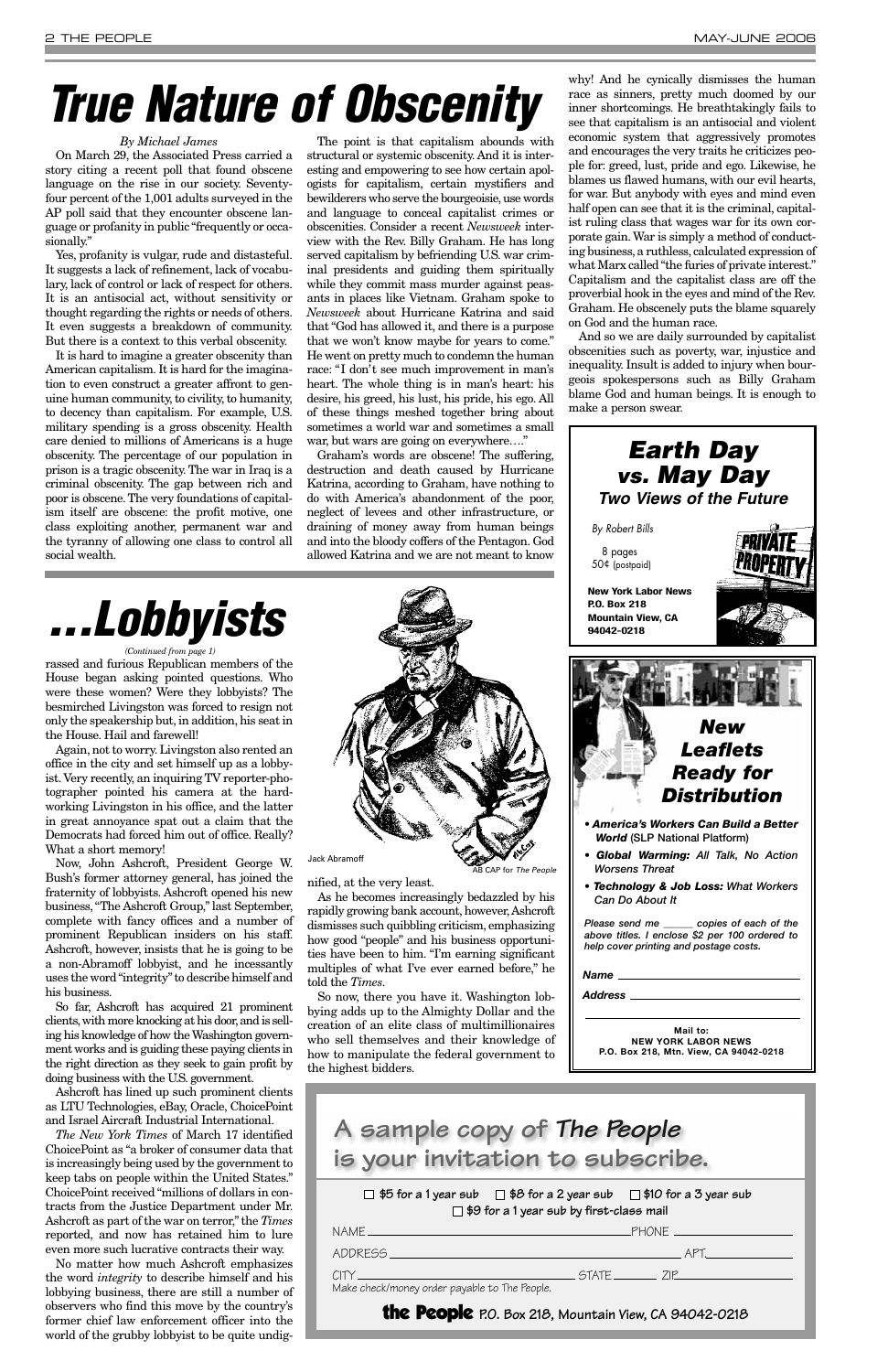# True Nature of Obscenity

*By Michael James*

On March 29, the Associated Press carried a story citing a recent poll that found obscene language on the rise in our society. Seventy-four percent of the 1,001 adults surveyed in the AP poll said that they encounter obscene language or profanity in public "frequently or occasionally."

Yes, profanity is vulgar, rude and distasteful. It suggests a lack of refinement, lack of vocabulary, lack of control or lack of respect for others. It is an antisocial act, without sensitivity or thought regarding the rights or needs of others. It even suggests a breakdown of community. But there is a context to this verbal obscenity.

It is hard to imagine a greater obscenity than American capitalism. It is hard for the imagination to even construct a greater affront to genuine human community, to civility, to humanity, to decency than capitalism. For example, U.S. military spending is a gross obscenity. Health care denied to millions of Americans is a huge obscenity. The percentage of our population in prison is a tragic obscenity. The war in Iraq is a criminal obscenity. The gap between rich and poor is obscene. The very foundations of capitalism itself are obscene: the profit motive, one class exploiting another, permanent war and the tyranny of allowing one class to control all social wealth.

The point is that capitalism abounds with structural or systemic obscenity. And it is interesting and empowering to see how certain apologists for capitalism, certain mystifiers and bewilderers who serve the bourgeoisie, use words and language to conceal capitalist crimes or obscenities. Consider a recent *Newsweek* interview with the Rev. Billy Graham. He has long served capitalism by befriending U.S. war criminal presidents and guiding them spiritually while they commit mass murder against peasants in places like Vietnam. Graham spoke to *Newsweek* about Hurricane Katrina and said that "God has allowed it, and there is a purpose that we won't know maybe for years to come." He went on pretty much to condemn the human race: "I don't see much improvement in man's heart. The whole thing is in man's heart: his desire, his greed, his lust, his pride, his ego. All of these things meshed together bring about sometimes a world war and sometimes a small war, but wars are going on everywhere...."

Graham's words are obscene! The suffering, destruction and death caused by Hurricane Katrina, according to Graham, have nothing to do with America's abandonment of the poor, neglect of levees and other infrastructure, or draining of money away from human beings and into the bloody coffers of the Pentagon. God allowed Katrina and we are not meant to know why! And he cynically dismisses the human race as sinners, pretty much doomed by our inner shortcomings. He breathtakingly fails to see that capitalism is an antisocial and violent economic system that aggressively promotes and encourages the very traits he criticizes people for: greed, lust, pride and ego. Likewise, he blames us flawed humans, with our evil hearts, for war. But anybody with eyes and mind even half open can see that it is the criminal, capitalist ruling class that wages war for its own corporate gain. War is simply a method of conducting business, a ruthless, calculated expression of what Marx called "the furies of private interest." Capitalism and the capitalist class are off the proverbial hook in the eyes and mind of the Rev. Graham. He obscenely puts the blame squarely on God and the human race.

And so we are daily surrounded by capitalist obscenities such as poverty, war, injustice and inequality. Insult is added to injury when bourgeois spokespersons such as Billy Graham blame God and human beings. It is enough to make a person swear.

# ...Lobbyists

*(Continued from page 1)*

rassed and furious Republican members of the House began asking pointed questions. Who were these women? Were they lobbyists? The besmirched Livingston was forced to resign not only the speakership but, in addition, his seat in the House. Hail and farewell!

Again, not to worry. Livingston also rented an office in the city and set himself up as a lobbyist. Very recently, an inquiring TV reporter-photographer pointed his camera at the hard-working Livingston in his office, and the latter in great annoyance spat out a claim that the Democrats had forced him out of office. Really? What a short memory!

Now, John Ashcroft, President George W. Bush's former attorney general, has joined the fraternity of lobbyists. Ashcroft opened his new business, "The Ashcroft Group," last September, complete with fancy offices and a number of prominent Republican insiders on his staff. Ashcroft, however, insists that he is going to be a non-Abramoff lobbyist, and he incessantly uses the word "integrity" to describe himself and his business.

So far, Ashcroft has acquired 21 prominent clients, with more knocking at his door, and is selling his knowledge of how the Washington government works and is guiding these paying clients in the right direction as they seek to gain profit by doing business with the U.S. government.

Ashcroft has lined up such prominent clients as LTU Technologies, eBay, Oracle, ChoicePoint and Israel Aircraft Industrial International.

*The New York Times* of March 17 identified ChoicePoint as "a broker of consumer data that is increasingly being used by the government to keep tabs on people within the United States." ChoicePoint received "millions of dollars in contracts from the Justice Department under Mr. Ashcroft as part of the war on terror," the *Times* reported, and now has retained him to lure even more such lucrative contracts their way.

No matter how much Ashcroft emphasizes the word *integrity* to describe himself and his lobbying business, there are still a number of observers who find this move by the country's former chief law enforcement officer into the world of the grubby lobbyist to be quite undignified, at the very least.

Jack Abramoff — AB CAP for *The People*

As he becomes increasingly bedazzled by his rapidly growing bank account, however, Ashcroft dismisses such quibbling criticism, emphasizing how good "people" and his business opportunities have been to him. "I'm earning significant multiples of what I've ever earned before," he told the *Times*.

So now, there you have it. Washington lobbying adds up to the Almighty Dollar and the creation of an elite class of multimillionaires who sell themselves and their knowledge of how to manipulate the federal government to the highest bidders.

---

## Earth Day vs. May Day

### Two Views of the Future

*By Robert Bills*

8 pages
50¢ (postpaid)

**New York Labor News**
**P.O. Box 218**
**Mountain View, CA**
**94042-0218**

---

## New Leaflets Ready for Distribution

- ***America's Workers Can Build a Better World*** **(SLP National Platform)**
- ***Global Warming:*** ***All Talk, No Action Worsens Threat***
- ***Technology & Job Loss:*** ***What Workers Can Do About It***

*Please send me \_\_\_\_\_\_ copies of each of the above titles. I enclose $2 per 100 ordered to help cover printing and postage costs.*

***Name*** \_\_\_\_\_\_\_\_\_\_\_\_\_\_\_\_\_\_\_\_

***Address*** \_\_\_\_\_\_\_\_\_\_\_\_\_\_\_\_\_\_\_\_

**Mail to:**
**NEW YORK LABOR NEWS**
**P.O. Box 218, Mtn. View, CA 94042-0218**

---

## A sample copy of The People is your invitation to subscribe.

☐ $5 for a 1 year sub ☐ $8 for a 2 year sub ☐ $10 for a 3 year sub
☐ $9 for a 1 year sub by first-class mail

NAME \_\_\_\_\_\_\_\_\_\_\_\_\_\_\_\_\_\_\_\_ PHONE \_\_\_\_\_\_\_\_\_\_

ADDRESS \_\_\_\_\_\_\_\_\_\_\_\_\_\_\_\_\_\_\_\_ APT. \_\_\_\_\_\_

CITY \_\_\_\_\_\_\_\_\_\_\_\_\_\_\_\_\_\_\_\_ STATE \_\_\_\_\_\_ ZIP \_\_\_\_\_\_\_\_

Make check/money order payable to The People.

**the People** P.O. Box 218, Mountain View, CA 94042-0218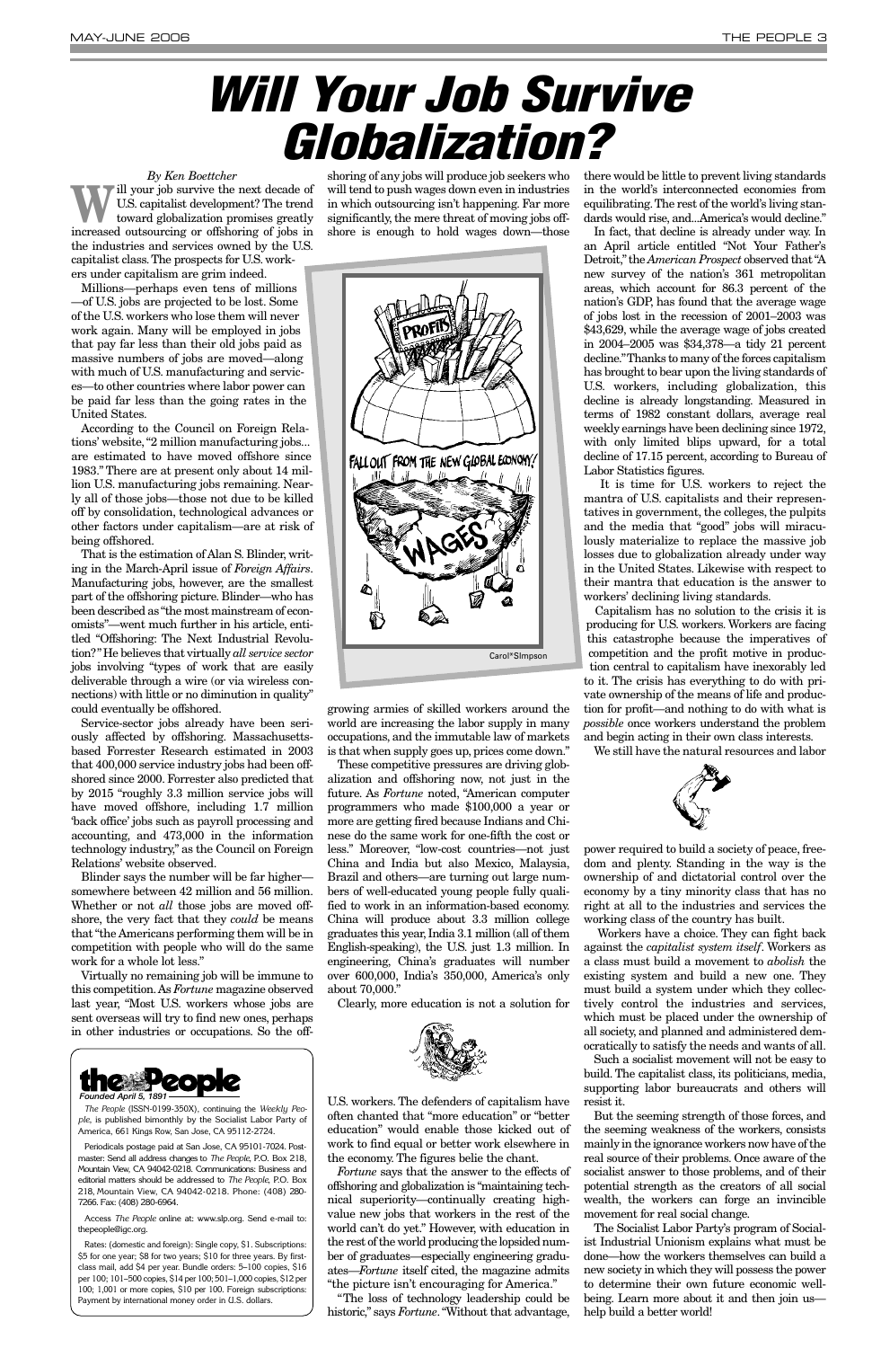# Will Your Job Survive Globalization?

*By Ken Boettcher*

Will your job survive the next decade of U.S. capitalist development? The trend toward globalization promises greatly increased outsourcing or offshoring of jobs in the industries and services owned by the U.S. capitalist class. The prospects for U.S. workers under capitalism are grim indeed.

Millions—perhaps even tens of millions—of U.S. jobs are projected to be lost. Some of the U.S. workers who lose them will never work again. Many will be employed in jobs that pay far less than their old jobs paid as massive numbers of jobs are moved—along with much of U.S. manufacturing and services—to other countries where labor power can be paid far less than the going rates in the United States.

According to the Council on Foreign Relations' website, "2 million manufacturing jobs... are estimated to have moved offshore since 1983." There are at present only about 14 million U.S. manufacturing jobs remaining. Nearly all of those jobs—those not due to be killed off by consolidation, technological advances or other factors under capitalism—are at risk of being offshored.

That is the estimation of Alan S. Blinder, writing in the March-April issue of *Foreign Affairs*. Manufacturing jobs, however, are the smallest part of the offshoring picture. Blinder—who has been described as "the most mainstream of economists"—went much further in his article, entitled "Offshoring: The Next Industrial Revolution?" He believes that virtually *all service sector* jobs involving "types of work that are easily deliverable through a wire (or via wireless connections) with little or no diminution in quality" could eventually be offshored.

Service-sector jobs already have been seriously affected by offshoring. Massachusetts-based Forrester Research estimated in 2003 that 400,000 service industry jobs had been offshored since 2000. Forrester also predicted that by 2015 "roughly 3.3 million service jobs will have moved offshore, including 1.7 million 'back office' jobs such as payroll processing and accounting, and 473,000 in the information technology industry," as the Council on Foreign Relations' website observed.

Blinder says the number will be far higher—somewhere between 42 million and 56 million. Whether or not *all* those jobs are moved offshore, the very fact that they *could* be means that "the Americans performing them will be in competition with people who will do the same work for a whole lot less."

Virtually no remaining job will be immune to this competition. As *Fortune* magazine observed last year, "Most U.S. workers whose jobs are sent overseas will try to find new ones, perhaps in other industries or occupations. So the offshoring of any jobs will produce job seekers who will tend to push wages down even in industries in which outsourcing isn't happening. Far more significantly, the mere threat of moving jobs offshore is enough to hold wages down—those growing armies of skilled workers around the world are increasing the labor supply in many occupations, and the immutable law of markets is that when supply goes up, prices come down."

Carol*Simpson

These competitive pressures are driving globalization and offshoring now, not just in the future. As *Fortune* noted, "American computer programmers who made $100,000 a year or more are getting fired because Indians and Chinese do the same work for one-fifth the cost or less." Moreover, "low-cost countries—not just China and India but also Mexico, Malaysia, Brazil and others—are turning out large numbers of well-educated young people fully qualified to work in an information-based economy. China will produce about 3.3 million college graduates this year, India 3.1 million (all of them English-speaking), the U.S. just 1.3 million. In engineering, China's graduates will number over 600,000, India's 350,000, America's only about 70,000."

Clearly, more education is not a solution for U.S. workers. The defenders of capitalism have often chanted that "more education" or "better education" would enable those kicked out of work to find equal or better work elsewhere in the economy. The figures belie the chant.

*Fortune* says that the answer to the effects of offshoring and globalization is "maintaining technical superiority—continually creating high-value new jobs that workers in the rest of the world can't do yet." However, with education in the rest of the world producing the lopsided number of graduates—especially engineering graduates—*Fortune* itself cited, the magazine admits "the picture isn't encouraging for America."

"The loss of technology leadership could be historic," says *Fortune*. "Without that advantage, there would be little to prevent living standards in the world's interconnected economies from equilibrating. The rest of the world's living standards would rise, and...America's would decline."

In fact, that decline is already under way. In an April article entitled "Not Your Father's Detroit," the *American Prospect* observed that "A new survey of the nation's 361 metropolitan areas, which account for 86.3 percent of the nation's GDP, has found that the average wage of jobs lost in the recession of 2001–2003 was $43,629, while the average wage of jobs created in 2004–2005 was $34,378—a tidy 21 percent decline." Thanks to many of the forces capitalism has brought to bear upon the living standards of U.S. workers, including globalization, this decline is already longstanding. Measured in terms of 1982 constant dollars, average real weekly earnings have been declining since 1972, with only limited blips upward, for a total decline of 17.15 percent, according to Bureau of Labor Statistics figures.

It is time for U.S. workers to reject the mantra of U.S. capitalists and their representatives in government, the colleges, the pulpits and the media that "good" jobs will miraculously materialize to replace the massive job losses due to globalization already under way in the United States. Likewise with respect to their mantra that education is the answer to workers' declining living standards.

Capitalism has no solution to the crisis it is producing for U.S. workers. Workers are facing this catastrophe because the imperatives of competition and the profit motive in production central to capitalism have inexorably led to it. The crisis has everything to do with private ownership of the means of life and production for profit—and nothing to do with what is *possible* once workers understand the problem and begin acting in their own class interests.

We still have the natural resources and labor power required to build a society of peace, freedom and plenty. Standing in the way is the ownership of and dictatorial control over the economy by a tiny minority class that has no right at all to the industries and services the working class of the country has built.

Workers have a choice. They can fight back against the *capitalist system itself*. Workers as a class must build a movement to *abolish* the existing system and build a new one. They must build a system under which they collectively control the industries and services, which must be placed under the ownership of all society, and planned and administered democratically to satisfy the needs and wants of all.

Such a socialist movement will not be easy to build. The capitalist class, its politicians, media, supporting labor bureaucrats and others will resist it.

But the seeming strength of those forces, and the seeming weakness of the workers, consists mainly in the ignorance workers now have of the real source of their problems. Once aware of the socialist answer to those problems, and of their potential strength as the creators of all social wealth, the workers can forge an invincible movement for real social change.

The Socialist Labor Party's program of Socialist Industrial Unionism explains what must be done—how the workers themselves can build a new society in which they will possess the power to determine their own future economic well-being. Learn more about it and then join us—help build a better world!

---

**the People**
*Founded April 5, 1891*

*The People* (ISSN-0199-350X), continuing the *Weekly People*, is published bimonthly by the Socialist Labor Party of America, 661 Kings Row, San Jose, CA 95112-2724.

Periodicals postage paid at San Jose, CA 95101-7024. Postmaster: Send all address changes to *The People*, P.O. Box 218, Mountain View, CA 94042-0218. Communications: Business and editorial matters should be addressed to *The People*, P.O. Box 218, Mountain View, CA 94042-0218. Phone: (408) 280-7266. Fax: (408) 280-6964.

Access *The People* online at: www.slp.org. Send e-mail to: thepeople@igc.org.

Rates: (domestic and foreign): Single copy, $1. Subscriptions: $5 for one year; $8 for two years; $10 for three years. By first-class mail, add $4 per year. Bundle orders: 5–100 copies, $16 per 100; 101–500 copies, $14 per 100; 501–1,000 copies, $12 per 100; 1,001 or more copies, $10 per 100. Foreign subscriptions: Payment by international money order in U.S. dollars.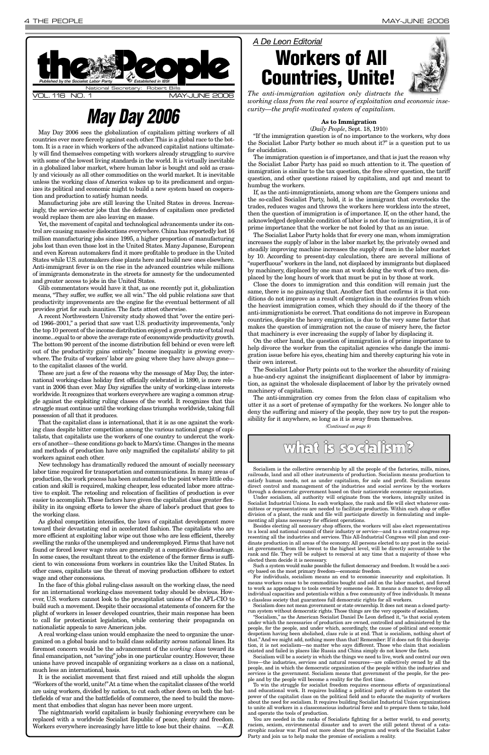# the People

*Published by the Socialist Labor Party* — *Established in 1891*

National Secretary: Robert Bills

VOL. 116 NO. 1 — MAY-JUNE 2006

# May Day 2006

May Day 2006 sees the globalization of capitalism pitting workers of all countries ever more fiercely against each other. This is a global race to the bottom. It is a race in which workers of the advanced capitalist nations ultimately will find themselves competing with workers already struggling to survive with some of the lowest living standards in the world. It is virtually inevitable in a globalized labor market, where human labor is bought and sold as crassly and viciously as all other commodities on the world market. It is inevitable unless the working class of America wakes up to its predicament and organizes its political and economic might to build a new system based on cooperation and production to satisfy human needs.

Manufacturing jobs are still leaving the United States in droves. Increasingly, the service-sector jobs that the defenders of capitalism once predicted would replace them are also leaving en masse.

Yet, the movement of capital and technological advancements under its control are causing massive dislocations everywhere. China has reportedly lost 16 million manufacturing jobs since 1995, a higher proportion of manufacturing jobs lost than even those lost in the United States. Many Japanese, European and even Korean automakers find it more profitable to produce in the United States while U.S. automakers close plants here and build new ones elsewhere. Anti-immigrant fever is on the rise in the advanced countries while millions of immigrants demonstrate in the streets for amnesty for the undocumented and greater access to jobs in the United States.

Glib commentators would have it that, as one recently put it, globalization means, "They suffer, we suffer, we all win." The old public relations saw that productivity improvements are the engine for the eventual betterment of all provides grist for such inanities. The facts attest otherwise.

A recent Northwestern University study showed that "over the entire period 1966–2001," a period that saw vast U.S. productivity improvements, "only the top 10 percent of the income distribution enjoyed a growth rate of total real income...equal to or above the average rate of economywide productivity growth. The bottom 90 percent of the income distribution fell behind or even were left out of the productivity gains entirely." Income inequality is growing everywhere. The fruits of workers' labor are going where they have always gone—to the capitalist classes of the world.

These are just a few of the reasons why the message of May Day, the international working-class holiday first officially celebrated in 1890, is more relevant in 2006 than ever. May Day signifies the unity of working-class interests worldwide. It recognizes that workers everywhere are waging a common struggle against the exploiting ruling classes of the world. It recognizes that this struggle must continue until the working class triumphs worldwide, taking full possession of all that it produces.

That the capitalist class is international, that it is as one against the working class despite bitter competition among the various national gangs of capitalists, that capitalists use the workers of one country to undercut the workers of another—these conditions go back to Marx's time. Changes in the means and methods of production have only magnified the capitalists' ability to pit workers against each other.

New technology has dramatically reduced the amount of socially necessary labor time required for transportation and communications. In many areas of production, the work process has been automated to the point where little education and skill is required, making cheaper, less educated labor more attractive to exploit. The retooling and relocation of facilities of production is ever easier to accomplish. These factors have given the capitalist class greater flexibility in its ongoing efforts to lower the share of labor's product that goes to the working class.

As global competition intensifies, the laws of capitalist development move toward their devastating end in accelerated fashion. The capitalists who are more efficient at exploiting labor wipe out those who are less efficient, thereby swelling the ranks of the unemployed and underemployed. Firms that have not found or forced lower wage rates are generally at a competitive disadvantage. In some cases, the resultant threat to the existence of the former firms is sufficient to win concessions from workers in countries like the United States. In other cases, capitalists use the threat of moving production offshore to extort wage and other concessions.

In the face of this global ruling-class assault on the working class, the need for an international working-class movement today should be obvious. However, U.S. workers cannot look to the procapitalist unions of the AFL-CIO to build such a movement. Despite their occasional statements of concern for the plight of workers in lesser developed countries, their main response has been to call for protectionist legislation, while centering their propaganda on nationalistic appeals to save American jobs.

A real working-class union would emphasize the need to organize the unorganized on a global basis and to build class solidarity across national lines. Its foremost concern would be the advancement of the *working class* toward its final emancipation, not "saving" jobs in one particular country. However, these unions have proved incapable of organizing workers as a class on a national, much less an international, basis.

It is the socialist movement that first raised and still upholds the slogan "Workers of the world, unite!" At a time when the capitalist classes of the world are using workers, divided by nation, to cut each other down on both the battlefields of war and the battlefields of commerce, the need to build the movement that embodies that slogan has never been more urgent.

The nightmarish world capitalism is busily fashioning everywhere can be replaced with a worldwide Socialist Republic of peace, plenty and freedom. Workers everywhere increasingly have little to lose but their chains. —*K.B.*

*A De Leon Editorial*

# Workers of All Countries, Unite!

*The anti-immigration agitation only distracts the working class from the real source of exploitation and economic insecurity—the profit-motivated system of capitalism.*

**As to Immigration**

(*Daily People*, Sept. 18, 1910)

"If the immigration question is of no importance to the workers, why does the Socialist Labor Party bother so much about it?" is a question put to us for elucidation.

The immigration question is of importance, and that is just the reason why the Socialist Labor Party has paid so much attention to it. The question of immigration is similar to the tax question, the free silver question, the tariff question, and other questions raised by capitalism, and apt and meant to humbug the workers.

If, as the anti-immigrationists, among whom are the Gompers unions and the so-called Socialist Party, hold, it is the immigrant that overstocks the trades, reduces wages and throws the workers here workless into the street, then the question of immigration is of importance. If, on the other hand, the acknowledged deplorable condition of labor is not due to immigration, it is of prime importance that the worker be not fooled by that as an issue.

The Socialist Labor Party holds that for every one man, whom immigration increases the supply of labor in the labor market by, the privately owned and steadily improving machine increases the supply of men in the labor market by 10. According to present-day calculation, there are several millions of "superfluous" workers in the land, not displaced by immigrants but displaced by machinery, displaced by one man at work doing the work of two men, displaced by the long hours of work that must be put in by those at work.

Close the doors to immigration and this condition will remain just the same, there is no gainsaying that. Another fact that confirms it is that conditions do not improve as a result of emigration in the countries from which the heaviest immigration comes, which they should do if the theory of the anti-immigrationists be correct. That conditions do not improve in European countries, despite the heavy emigration, is due to the very same factor that makes the question of immigration not the cause of misery here, the factor that machinery is ever increasing the supply of labor by displacing it.

On the other hand, the question of immigration is of prime importance to help divorce the worker from the capitalist agencies who dangle the immigration issue before his eyes, cheating him and thereby capturing his vote in their own interest.

The Socialist Labor Party points out to the worker the absurdity of raising a hue-and-cry against the insignificant displacement of labor by immigration, as against the wholesale displacement of labor by the privately owned machinery of capitalism.

The anti-immigration cry comes from the felon class of capitalism who utter it as a sort of pretense of sympathy for the workers. No longer able to deny the suffering and misery of the people, they now try to put the responsibility for it anywhere, so long as it is away from themselves.

*(Continued on page 8)*

## what is socialism?

Socialism is the collective ownership by all the people of the factories, mills, mines, railroads, land and all other instruments of production. Socialism means production to satisfy human needs, not as under capitalism, for sale and profit. Socialism means direct control and management of the industries and social services by the workers through a democratic government based on their nationwide economic organization.

Under socialism, all authority will originate from the workers, integrally united in Socialist Industrial Unions. In each workplace, the rank and file will elect whatever committees or representatives are needed to facilitate production. Within each shop or office division of a plant, the rank and file will participate directly in formulating and implementing all plans necessary for efficient operations.

Besides electing all necessary shop officers, the workers will also elect representatives to a local and national council of their industry or service—and to a central congress representing all the industries and services. This All-Industrial Congress will plan and coordinate production in all areas of the economy. All persons elected to any post in the socialist government, from the lowest to the highest level, will be directly accountable to the rank and file. They will be subject to removal at any time that a majority of those who elected them decide it is necessary.

Such a system would make possible the fullest democracy and freedom. It would be a society based on the most primary freedom—economic freedom.

For individuals, socialism means an end to economic insecurity and exploitation. It means workers cease to be commodities bought and sold on the labor market, and forced to work as appendages to tools owned by someone else. It means a chance to develop all individual capacities and potentials within a free community of free individuals. It means a classless society that guarantees full democratic rights for all workers.

Socialism does not mean government or state ownership. It does not mean a closed party-run system without democratic rights. Those things are the very opposite of socialism.

"Socialism," as the American Socialist Daniel De Leon defined it, "is that social system under which the necessaries of production are owned, controlled and administered by the people, for the people, and under which, accordingly, the cause of political and economic despotism having been abolished, class rule is at end. That is socialism, nothing short of that." And we might add, nothing more than that! Remember: If it does not fit this description, it is not socialism—no matter who says different. Those who claim that socialism existed and failed in places like Russia and China simply do not know the facts.

Socialism will be a society in which the things we need to live, work and control our own lives—the industries, services and natural resources—are collectively owned by all the people, and in which the democratic organization of the people within the industries and services is the government. Socialism means that government of the people, for the people and by the people will become a reality for the first time.

To win the struggle for socialist freedom requires enormous efforts of organizational and educational work. It requires building a political party of socialism to contest the power of the capitalist class on the political field and to educate the majority of workers about the need for socialism. It requires building Socialist Industrial Union organizations to unite all workers in a classconscious industrial force and to prepare them to take, hold and operate the tools of production.

You are needed in the ranks of Socialists fighting for a better world, to end poverty, racism, sexism, environmental disaster and to avert the still potent threat of a catastrophic nuclear war. Find out more about the program and work of the Socialist Labor Party and join us to help make the promise of socialism a reality.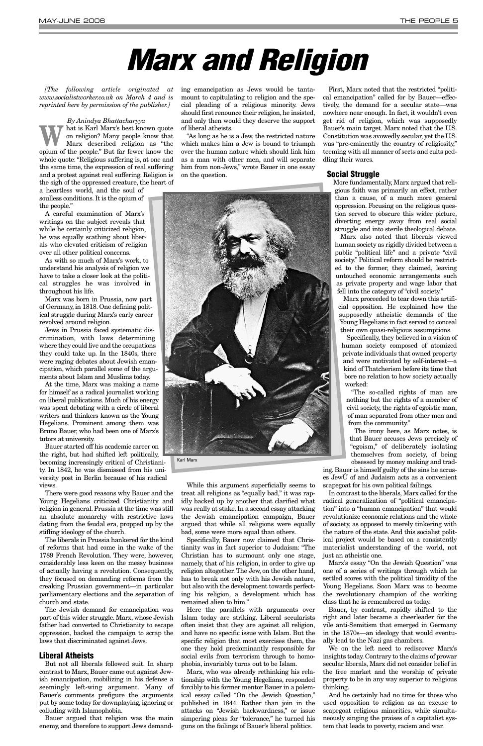# Marx and Religion

*[The following article originated at www.socialistworker.co.uk on March 4 and is reprinted here by permission of the publisher.]*

*By Anindya Bhattacharyya*

What is Karl Marx's best known quote on religion? Many people know that Marx described religion as "the opium of the people." But far fewer know the whole quote: "Religious suffering is, at one and the same time, the expression of real suffering and a protest against real suffering. Religion is the sigh of the oppressed creature, the heart of a heartless world, and the soul of soulless conditions. It is the opium of the people."

A careful examination of Marx's writings on the subject reveals that while he certainly criticized religion, he was equally scathing about liberals who elevated criticism of religion over all other political concerns.

As with so much of Marx's work, to understand his analysis of religion we have to take a closer look at the political struggles he was involved in throughout his life.

Marx was born in Prussia, now part of Germany, in 1818. One defining political struggle during Marx's early career revolved around religion.

Jews in Prussia faced systematic discrimination, with laws determining where they could live and the occupations they could take up. In the 1840s, there were raging debates about Jewish emancipation, which parallel some of the arguments about Islam and Muslims today.

At the time, Marx was making a name for himself as a radical journalist working on liberal publications. Much of his energy was spent debating with a circle of liberal writers and thinkers known as the Young Hegelians. Prominent among them was Bruno Bauer, who had been one of Marx's tutors at university.

Bauer started off his academic career on the right, but had shifted left politically, becoming increasingly critical of Christianity. In 1842, he was dismissed from his university post in Berlin because of his radical views.

There were good reasons why Bauer and the Young Hegelians criticized Christianity and religion in general. Prussia at the time was still an absolute monarchy with restrictive laws dating from the feudal era, propped up by the stifling ideology of the church.

The liberals in Prussia hankered for the kind of reforms that had come in the wake of the 1789 French Revolution. They were, however, considerably less keen on the messy business of actually having a revolution. Consequently, they focused on demanding reforms from the creaking Prussian government—in particular parliamentary elections and the separation of church and state.

The Jewish demand for emancipation was part of this wider struggle. Marx, whose Jewish father had converted to Christianity to escape oppression, backed the campaign to scrap the laws that discriminated against Jews.

## Liberal Atheists

But not all liberals followed suit. In sharp contrast to Marx, Bauer came out against Jewish emancipation, mobilizing in his defense a seemingly left-wing argument. Many of Bauer's comments prefigure the arguments put by some today for downplaying, ignoring or colluding with Islamophobia.

Bauer argued that religion was the main enemy, and therefore to support Jews demanding emancipation as Jews would be tantamount to capitulating to religion and the special pleading of a religious minority. Jews should first renounce their religion, he insisted, and only then would they deserve the support of liberal atheists.

"As long as he is a Jew, the restricted nature which makes him a Jew is bound to triumph over the human nature which should link him as a man with other men, and will separate him from non-Jews," wrote Bauer in one essay on the question.

Karl Marx

While this argument superficially seems to treat all religions as "equally bad," it was rapidly backed up by another that clarified what was really at stake. In a second essay attacking the Jewish emancipation campaign, Bauer argued that while all religions were equally bad, some were more equal than others.

Specifically, Bauer now claimed that Christianity was in fact superior to Judaism: "The Christian has to surmount only one stage, namely, that of his religion, in order to give up religion altogether. The Jew, on the other hand, has to break not only with his Jewish nature, but also with the development towards perfecting his religion, a development which has remained alien to him."

Here the parallels with arguments over Islam today are striking. Liberal secularists often insist that they are against all religion, and have no specific issue with Islam. But the specific religion that most exercises them, the one they hold predominantly responsible for social evils from terrorism through to homophobia, invariably turns out to be Islam.

Marx, who was already rethinking his relationship with the Young Hegelians, responded forcibly to his former mentor Bauer in a polemical essay called "On the Jewish Question," published in 1844. Rather than join in the attacks on "Jewish backwardness," or issue simpering pleas for "tolerance," he turned his guns on the failings of Bauer's liberal politics.

First, Marx noted that the restricted "political emancipation" called for by Bauer—effectively, the demand for a secular state—was nowhere near enough. In fact, it wouldn't even get rid of religion, which was supposedly Bauer's main target. Marx noted that the U.S. Constitution was avowedly secular, yet the U.S. was "pre-eminently the country of religiosity," teeming with all manner of sects and cults peddling their wares.

## Social Struggle

More fundamentally, Marx argued that religious faith was primarily an effect, rather than a cause, of a much more general oppression. Focusing on the religious question served to obscure this wider picture, diverting energy away from real social struggle and into sterile theological debate.

Marx also noted that liberals viewed human society as rigidly divided between a public "political life" and a private "civil society." Political reform should be restricted to the former, they claimed, leaving untouched economic arrangements such as private property and wage labor that fell into the category of "civil society."

Marx proceeded to tear down this artificial opposition. He explained how the supposedly atheistic demands of the Young Hegelians in fact served to conceal their own quasi-religious assumptions.

Specifically, they believed in a vision of human society composed of atomized private individuals that owned property and were motivated by self-interest—a kind of Thatcherism before its time that bore no relation to how society actually worked:

"The so-called rights of man are nothing but the rights of a member of civil society, the rights of egoistic man, of man separated from other men and from the community."

The irony here, as Marx notes, is that Bauer accuses Jews precisely of "egoism," of deliberately isolating themselves from society, of being obsessed by money making and trading. Bauer is himself guilty of the sins he accuses JewÛ of and Judaism acts as a convenient scapegoat for his own political failings.

In contrast to the liberals, Marx called for the radical generalization of "political emancipation" into a "human emancipation" that would revolutionize economic relations and the whole of society, as opposed to merely tinkering with the nature of the state. And this socialist political project would be based on a consistently materialist understanding of the world, not just an atheistic one.

Marx's essay "On the Jewish Question" was one of a series of writings through which he settled scores with the political timidity of the Young Hegelians. Soon Marx was to become the revolutionary champion of the working class that he is remembered as today.

Bauer, by contrast, rapidly shifted to the right and later became a cheerleader for the vile anti-Semitism that emerged in Germany in the 1870s—an ideology that would eventually lead to the Nazi gas chambers.

We on the left need to rediscover Marx's insights today. Contrary to the claims of prowar secular liberals, Marx did not consider belief in the free market and the worship of private property to be in any way superior to religious thinking.

And he certainly had no time for those who used opposition to religion as an excuse to scapegoat religious minorities, while simultaneously singing the praises of a capitalist system that leads to poverty, racism and war.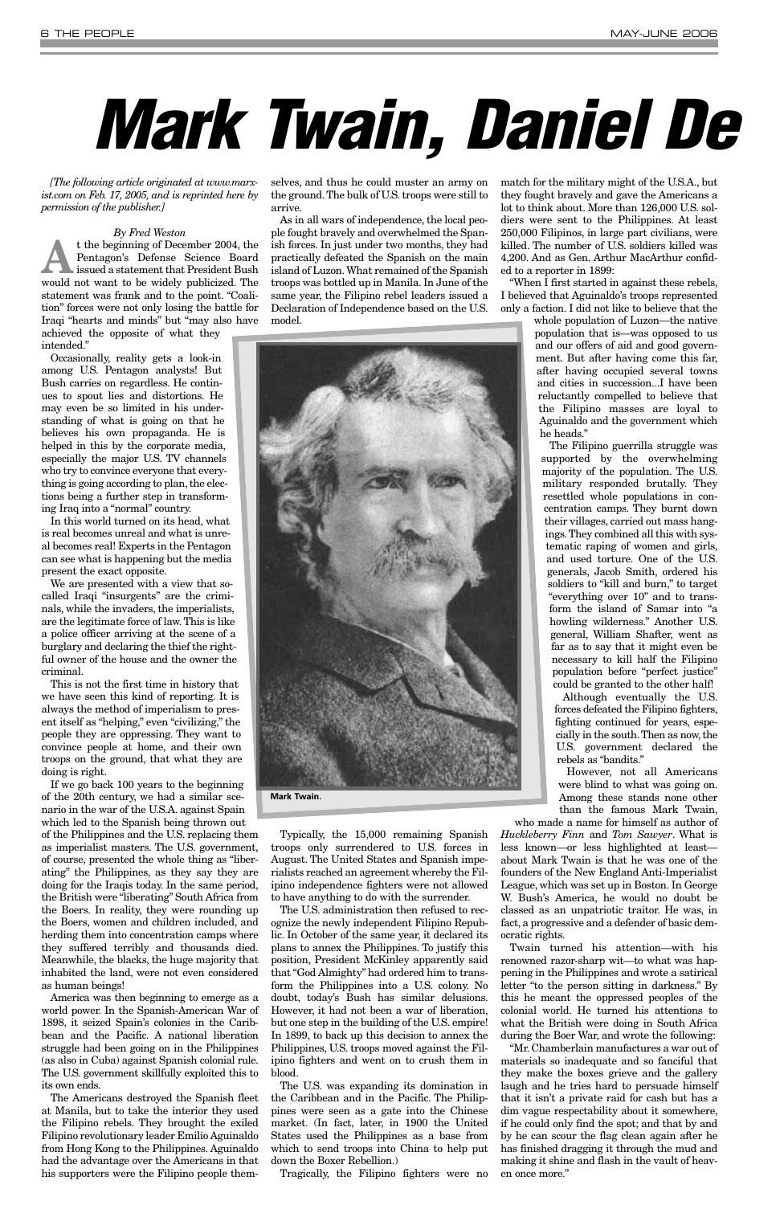# Mark Twain, Daniel De

*[The following article originated at www.marxist.com on Feb. 17, 2005, and is reprinted here by permission of the publisher.]*

*By Fred Weston*

At the beginning of December 2004, the Pentagon's Defense Science Board issued a statement that President Bush would not want to be widely publicized. The statement was frank and to the point. "Coalition" forces were not only losing the battle for Iraqi "hearts and minds" but "may also have achieved the opposite of what they intended."

Occasionally, reality gets a look-in among U.S. Pentagon analysts! But Bush carries on regardless. He continues to spout lies and distortions. He may even be so limited in his understanding of what is going on that he believes his own propaganda. He is helped in this by the corporate media, especially the major U.S. TV channels who try to convince everyone that everything is going according to plan, the elections being a further step in transforming Iraq into a "normal" country.

In this world turned on its head, what is real becomes unreal and what is unreal becomes real! Experts in the Pentagon can see what is happening but the media present the exact opposite.

We are presented with a view that so-called Iraqi "insurgents" are the criminals, while the invaders, the imperialists, are the legitimate force of law. This is like a police officer arriving at the scene of a burglary and declaring the thief the rightful owner of the house and the owner the criminal.

This is not the first time in history that we have seen this kind of reporting. It is always the method of imperialism to present itself as "helping," even "civilizing," the people they are oppressing. They want to convince people at home, and their own troops on the ground, that what they are doing is right.

If we go back 100 years to the beginning of the 20th century, we had a similar scenario in the war of the U.S.A. against Spain which led to the Spanish being thrown out of the Philippines and the U.S. replacing them as imperialist masters. The U.S. government, of course, presented the whole thing as "liberating" the Philippines, as they say they are doing for the Iraqis today. In the same period, the British were "liberating" South Africa from the Boers. In reality, they were rounding up the Boers, women and children included, and herding them into concentration camps where they suffered terribly and thousands died. Meanwhile, the blacks, the huge majority that inhabited the land, were not even considered as human beings!

America was then beginning to emerge as a world power. In the Spanish-American War of 1898, it seized Spain's colonies in the Caribbean and the Pacific. A national liberation struggle had been going on in the Philippines (as also in Cuba) against Spanish colonial rule. The U.S. government skillfully exploited this to its own ends.

The Americans destroyed the Spanish fleet at Manila, but to take the interior they used the Filipino rebels. They brought the exiled Filipino revolutionary leader Emilio Aguinaldo from Hong Kong to the Philippines. Aguinaldo had the advantage over the Americans in that his supporters were the Filipino people themselves, and thus he could muster an army on the ground. The bulk of U.S. troops were still to arrive.

As in all wars of independence, the local people fought bravely and overwhelmed the Spanish forces. In just under two months, they had practically defeated the Spanish on the main island of Luzon. What remained of the Spanish troops was bottled up in Manila. In June of the same year, the Filipino rebel leaders issued a Declaration of Independence based on the U.S. model.

**Mark Twain.**

Typically, the 15,000 remaining Spanish troops only surrendered to U.S. forces in August. The United States and Spanish imperialists reached an agreement whereby the Filipino independence fighters were not allowed to have anything to do with the surrender.

The U.S. administration then refused to recognize the newly independent Filipino Republic. In October of the same year, it declared its plans to annex the Philippines. To justify this position, President McKinley apparently said that "God Almighty" had ordered him to transform the Philippines into a U.S. colony. No doubt, today's Bush has similar delusions. However, it had not been a war of liberation, but one step in the building of the U.S. empire! In 1899, to back up this decision to annex the Philippines, U.S. troops moved against the Filipino fighters and went on to crush them in blood.

The U.S. was expanding its domination in the Caribbean and in the Pacific. The Philippines were seen as a gate into the Chinese market. (In fact, later, in 1900 the United States used the Philippines as a base from which to send troops into China to help put down the Boxer Rebellion.)

Tragically, the Filipino fighters were no match for the military might of the U.S.A., but they fought bravely and gave the Americans a lot to think about. More than 126,000 U.S. soldiers were sent to the Philippines. At least 250,000 Filipinos, in large part civilians, were killed. The number of U.S. soldiers killed was 4,200. And as Gen. Arthur MacArthur confided to a reporter in 1899:

"When I first started in against these rebels, I believed that Aguinaldo's troops represented only a faction. I did not like to believe that the whole population of Luzon—the native population that is—was opposed to us and our offers of aid and good government. But after having come this far, after having occupied several towns and cities in succession...I have been reluctantly compelled to believe that the Filipino masses are loyal to Aguinaldo and the government which he heads."

The Filipino guerrilla struggle was supported by the overwhelming majority of the population. The U.S. military responded brutally. They resettled whole populations in concentration camps. They burnt down their villages, carried out mass hangings. They combined all this with systematic raping of women and girls, and used torture. One of the U.S. generals, Jacob Smith, ordered his soldiers to "kill and burn," to target "everything over 10" and to transform the island of Samar into "a howling wilderness." Another U.S. general, William Shafter, went as far as to say that it might even be necessary to kill half the Filipino population before "perfect justice" could be granted to the other half!

Although eventually the U.S. forces defeated the Filipino fighters, fighting continued for years, especially in the south. Then as now, the U.S. government declared the rebels as "bandits."

However, not all Americans were blind to what was going on. Among these stands none other than the famous Mark Twain, who made a name for himself as author of *Huckleberry Finn* and *Tom Sawyer*. What is less known—or less highlighted at least—about Mark Twain is that he was one of the founders of the New England Anti-Imperialist League, which was set up in Boston. In George W. Bush's America, he would no doubt be classed as an unpatriotic traitor. He was, in fact, a progressive and a defender of basic democratic rights.

Twain turned his attention—with his renowned razor-sharp wit—to what was happening in the Philippines and wrote a satirical letter "to the person sitting in darkness." By this he meant the oppressed peoples of the colonial world. He turned his attentions to what the British were doing in South Africa during the Boer War, and wrote the following:

"Mr. Chamberlain manufactures a war out of materials so inadequate and so fanciful that they make the boxes grieve and the gallery laugh and he tries hard to persuade himself that it isn't a private raid for cash but has a dim vague respectability about it somewhere, if he could only find the spot; and that by and by he can scour the flag clean again after he has finished dragging it through the mud and making it shine and flash in the vault of heaven once more."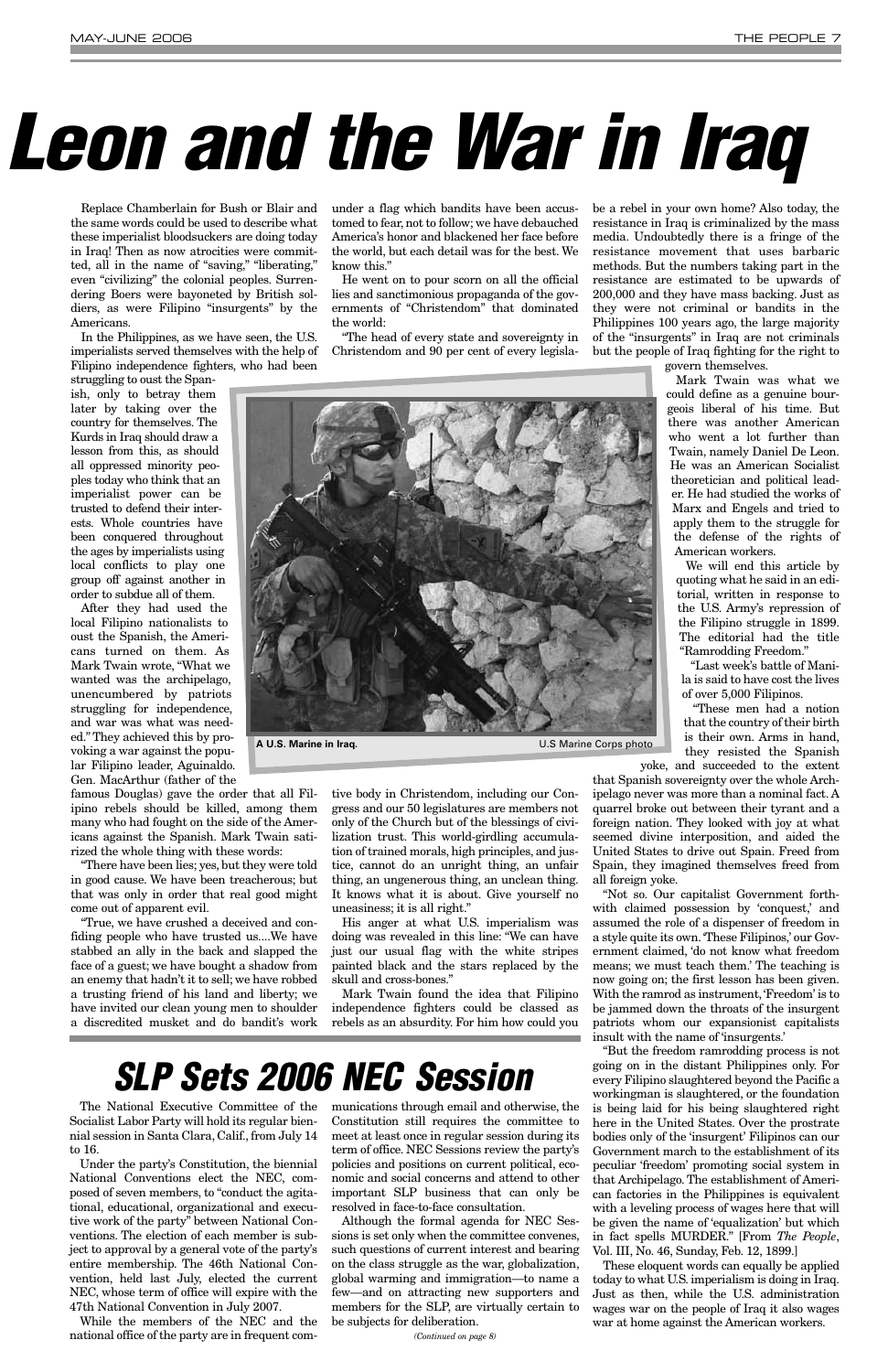# Leon and the War in Iraq

Replace Chamberlain for Bush or Blair and the same words could be used to describe what these imperialist bloodsuckers are doing today in Iraq! Then as now atrocities were committed, all in the name of "saving," "liberating," even "civilizing" the colonial peoples. Surrendering Boers were bayoneted by British soldiers, as were Filipino "insurgents" by the Americans.

In the Philippines, as we have seen, the U.S. imperialists served themselves with the help of Filipino independence fighters, who had been struggling to oust the Spanish, only to betray them later by taking over the country for themselves. The Kurds in Iraq should draw a lesson from this, as should all oppressed minority peoples today who think that an imperialist power can be trusted to defend their interests. Whole countries have been conquered throughout the ages by imperialists using local conflicts to play one group off against another in order to subdue all of them.

After they had used the local Filipino nationalists to oust the Spanish, the Americans turned on them. As Mark Twain wrote, "What we wanted was the archipelago, unencumbered by patriots struggling for independence, and war was what was needed." They achieved this by provoking a war against the popular Filipino leader, Aguinaldo. Gen. MacArthur (father of the famous Douglas) gave the order that all Filipino rebels should be killed, among them many who had fought on the side of the Americans against the Spanish. Mark Twain satirized the whole thing with these words:

"There have been lies; yes, but they were told in good cause. We have been treacherous; but that was only in order that real good might come out of apparent evil.

"True, we have crushed a deceived and confiding people who have trusted us....We have stabbed an ally in the back and slapped the face of a guest; we have bought a shadow from an enemy that hadn't it to sell; we have robbed a trusting friend of his land and liberty; we have invited our clean young men to shoulder a discredited musket and do bandit's work under a flag which bandits have been accustomed to fear, not to follow; we have debauched America's honor and blackened her face before the world, but each detail was for the best. We know this."

He went on to pour scorn on all the official lies and sanctimonious propaganda of the governments of "Christendom" that dominated the world:

"The head of every state and sovereignty in Christendom and 90 per cent of every legislative body in Christendom, including our Congress and our 50 legislatures are members not only of the Church but of the blessings of civilization trust. This world-girdling accumulation of trained morals, high principles, and justice, cannot do an unright thing, an unfair thing, an ungenerous thing, an unclean thing. It knows what it is about. Give yourself no uneasiness; it is all right."

His anger at what U.S. imperialism was doing was revealed in this line: "We can have just our usual flag with the white stripes painted black and the stars replaced by the skull and cross-bones."

Mark Twain found the idea that Filipino independence fighters could be classed as rebels as an absurdity. For him how could you be a rebel in your own home? Also today, the resistance in Iraq is criminalized by the mass media. Undoubtedly there is a fringe of the resistance movement that uses barbaric methods. But the numbers taking part in the resistance are estimated to be upwards of 200,000 and they have mass backing. Just as they were not criminal or bandits in the Philippines 100 years ago, the large majority of the "insurgents" in Iraq are not criminals but the people of Iraq fighting for the right to govern themselves.

Mark Twain was what we could define as a genuine bourgeois liberal of his time. But there was another American who went a lot further than Twain, namely Daniel De Leon. He was an American Socialist theoretician and political leader. He had studied the works of Marx and Engels and tried to apply them to the struggle for the defense of the rights of American workers.

We will end this article by quoting what he said in an editorial, written in response to the U.S. Army's repression of the Filipino struggle in 1899. The editorial had the title "Ramrodding Freedom."

"Last week's battle of Manila is said to have cost the lives of over 5,000 Filipinos.

"These men had a notion that the country of their birth is their own. Arms in hand, they resisted the Spanish yoke, and succeeded to the extent that Spanish sovereignty over the whole Archipelago never was more than a nominal fact. A quarrel broke out between their tyrant and a foreign nation. They looked with joy at what seemed divine interposition, and aided the United States to drive out Spain. Freed from Spain, they imagined themselves freed from all foreign yoke.

"Not so. Our capitalist Government forthwith claimed possession by 'conquest,' and assumed the role of a dispenser of freedom in a style quite its own. 'These Filipinos,' our Government claimed, 'do not know what freedom means; we must teach them.' The teaching is now going on; the first lesson has been given. With the ramrod as instrument, 'Freedom' is to be jammed down the throats of the insurgent patriots whom our expansionist capitalists insult with the name of 'insurgents.'

"But the freedom ramrodding process is not going on in the distant Philippines only. For every Filipino slaughtered beyond the Pacific a workingman is slaughtered, or the foundation is being laid for his being slaughtered right here in the United States. Over the prostrate bodies only of the 'insurgent' Filipinos can our Government march to the establishment of its peculiar 'freedom' promoting social system in that Archipelago. The establishment of American factories in the Philippines is equivalent with a leveling process of wages here that will be given the name of 'equalization' but which in fact spells MURDER." [From *The People*, Vol. III, No. 46, Sunday, Feb. 12, 1899.]

These eloquent words can equally be applied today to what U.S. imperialism is doing in Iraq. Just as then, while the U.S. administration wages war on the people of Iraq it also wages war at home against the American workers.

A U.S. Marine in Iraq. U.S Marine Corps photo

# SLP Sets 2006 NEC Session

The National Executive Committee of the Socialist Labor Party will hold its regular biennial session in Santa Clara, Calif., from July 14 to 16.

Under the party's Constitution, the biennial National Conventions elect the NEC, composed of seven members, to "conduct the agitational, educational, organizational and executive work of the party" between National Conventions. The election of each member is subject to approval by a general vote of the party's entire membership. The 46th National Convention, held last July, elected the current NEC, whose term of office will expire with the 47th National Convention in July 2007.

While the members of the NEC and the national office of the party are in frequent communications through email and otherwise, the Constitution still requires the committee to meet at least once in regular session during its term of office. NEC Sessions review the party's policies and positions on current political, economic and social concerns and attend to other important SLP business that can only be resolved in face-to-face consultation.

Although the formal agenda for NEC Sessions is set only when the committee convenes, such questions of current interest and bearing on the class struggle as the war, globalization, global warming and immigration—to name a few—and on attracting new supporters and members for the SLP, are virtually certain to be subjects for deliberation.

*(Continued on page 8)*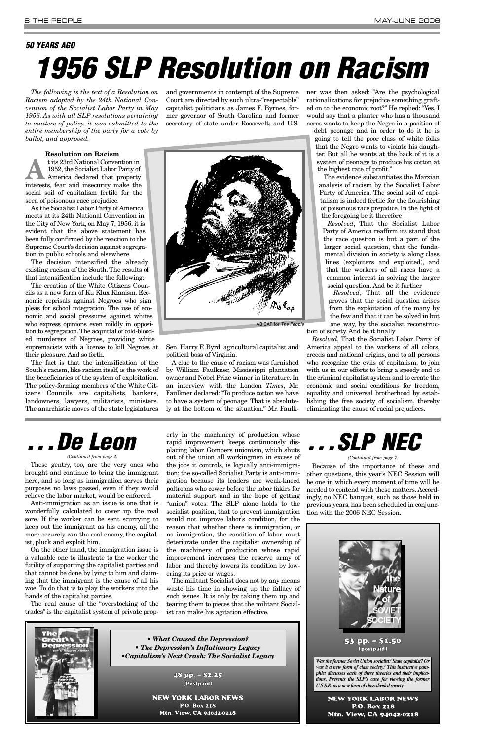*50 YEARS AGO*

# 1956 SLP Resolution on Racism

*The following is the text of a Resolution on Racism adopted by the 24th National Convention of the Socialist Labor Party in May 1956. As with all SLP resolutions pertaining to matters of policy, it was submitted to the entire membership of the party for a vote by ballot, and approved.*

**Resolution on Racism**

At its 23rd National Convention in 1952, the Socialist Labor Party of America declared that property interests, fear and insecurity make the social soil of capitalism fertile for the seed of poisonous race prejudice.

As the Socialist Labor Party of America meets at its 24th National Convention in the City of New York, on May 7, 1956, it is evident that the above statement has been fully confirmed by the reaction to the Supreme Court's decision against segregation in public schools and elsewhere.

The decision intensified the already existing racism of the South. The results of that intensification include the following:

The creation of the White Citizens Councils as a new form of Ku Klux Klanism. Economic reprisals against Negroes who sign pleas for school integration. The use of economic and social pressures against whites who express opinions even mildly in opposition to segregation. The acquittal of cold-blooded murderers of Negroes, providing white supremacists with a license to kill Negroes at their pleasure. And so forth.

The fact is that the intensification of the South's racism, like racism itself, is the work of the beneficiaries of the system of exploitation. The policy-forming members of the White Citizens Councils are capitalists, bankers, landowners, lawyers, militarists, ministers. The anarchistic moves of the state legislatures and governments in contempt of the Supreme Court are directed by such ultra-"respectable" capitalist politicians as James F. Byrnes, former governor of South Carolina and former secretary of state under Roosevelt; and U.S. Sen. Harry F. Byrd, agricultural capitalist and political boss of Virginia.

AB CAP for *The People*

A clue to the cause of racism was furnished by William Faulkner, Mississippi plantation owner and Nobel Prize winner in literature. In an interview with the London *Times*, Mr. Faulkner declared: "To produce cotton we have to have a system of peonage. That is absolutely at the bottom of the situation." Mr. Faulkner was then asked: "Are the psychological rationalizations for prejudice something grafted on to the economic root?" He replied: "Yes, I would say that a planter who has a thousand acres wants to keep the Negro in a position of debt peonage and in order to do it he is going to tell the poor class of white folks that the Negro wants to violate his daughter. But all he wants at the back of it is a system of peonage to produce his cotton at the highest rate of profit."

The evidence substantiates the Marxian analysis of racism by the Socialist Labor Party of America. The social soil of capitalism is indeed fertile for the flourishing of poisonous race prejudice. In the light of the foregoing be it therefore

*Resolved*, That the Socialist Labor Party of America reaffirm its stand that the race question is but a part of the larger social question, that the fundamental division in society is along class lines (exploiters and exploited), and that the workers of all races have a common interest in solving the larger social question. And be it further

*Resolved*, That all the evidence proves that the social question arises from the exploitation of the many by the few and that it can be solved in but one way, by the socialist reconstruction of society. And be it finally

*Resolved*, That the Socialist Labor Party of America appeal to the workers of all colors, creeds and national origins, and to all persons who recognize the evils of capitalism, to join with us in our efforts to bring a speedy end to the criminal capitalist system and to create the economic and social conditions for freedom, equality and universal brotherhood by establishing the free society of socialism, thereby eliminating the cause of racial prejudices.

# . . . De Leon

*(Continued from page 4)*

These gentry, too, are the very ones who brought and continue to bring the immigrant here, and so long as immigration serves their purposes no laws passed, even if they would relieve the labor market, would be enforced.

Anti-immigration as an issue is one that is wonderfully calculated to cover up the real sore. If the worker can be sent scurrying to keep out the immigrant as his enemy, all the more securely can the real enemy, the capitalist, pluck and exploit him.

On the other hand, the immigration issue is a valuable one to illustrate to the worker the futility of supporting the capitalist parties and that cannot be done by lying to him and claiming that the immigrant is the cause of all his woe. To do that is to play the workers into the hands of the capitalist parties.

The real cause of the "overstocking of the trades" is the capitalist system of private property in the machinery of production whose rapid improvement keeps continuously displacing labor. Gompers unionism, which shuts out of the union all workingmen in excess of the jobs it controls, is logically anti-immigration; the so-called Socialist Party is anti-immigration because its leaders are weak-kneed poltroons who cower before the labor fakirs for material support and in the hope of getting "union" votes. The SLP alone holds to the socialist position, that to prevent immigration would not improve labor's condition, for the reason that whether there is immigration, or no immigration, the condition of labor must deteriorate under the capitalist ownership of the machinery of production whose rapid improvement increases the reserve army of labor and thereby lowers its condition by lowering its price or wages.

The militant Socialist does not by any means waste his time in showing up the fallacy of such issues. It is only by taking them up and tearing them to pieces that the militant Socialist can make his agitation effective.

# . . . SLP NEC

*(Continued from page 7)*

Because of the importance of these and other questions, this year's NEC Session will be one in which every moment of time will be needed to contend with these matters. Accordingly, no NEC banquet, such as those held in previous years, has been scheduled in conjunction with the 2006 NEC Session.

The Great Depression — Can It Happen Again?

***• What Caused the Depression?***
***• The Depression's Inflationary Legacy***
***• Capitalism's Next Crash: The Socialist Legacy***

**48 pp. – $2.25**
**(Postpaid)**

**NEW YORK LABOR NEWS**
**P.O. Box 218**
**Mtn. View, CA 94042-0218**

the Nature of Soviet Society

**53 pp. – $1.50**
**(postpaid)**

***Was the former Soviet Union socialist? State capitalist? Or was it a new form of class society? This instructive pamphlet discusses each of these theories and their implications. Presents the SLP's case for viewing the former U.S.S.R. as a new form of class-divided society.***

**NEW YORK LABOR NEWS**
**P.O. Box 218**
**Mtn. View, CA 94042-0218**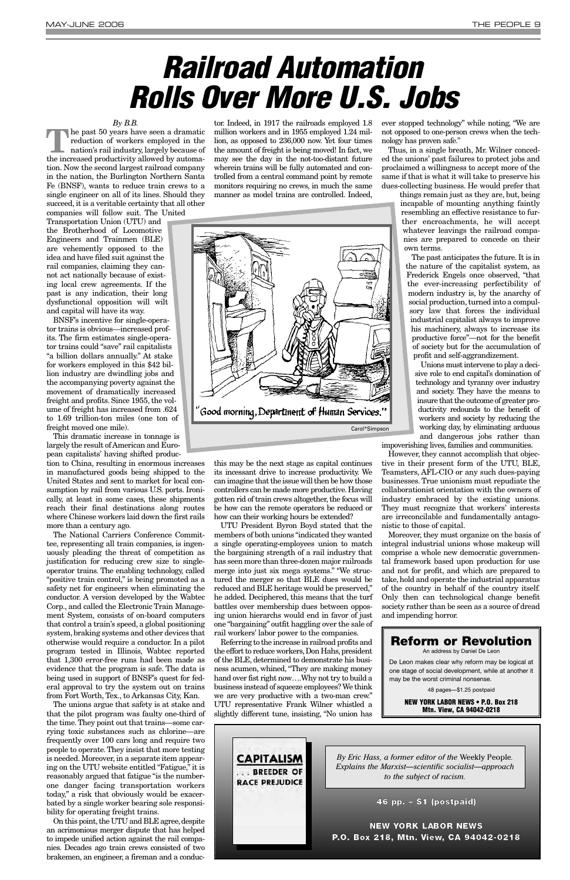# Railroad Automation Rolls Over More U.S. Jobs

*By B.B.*

The past 50 years have seen a dramatic reduction of workers employed in the nation's rail industry, largely because of the increased productivity allowed by automation. Now the second largest railroad company in the nation, the Burlington Northern Santa Fe (BNSF), wants to reduce train crews to a single engineer on all of its lines. Should they succeed, it is a veritable certainty that all other companies will follow suit. The United Transportation Union (UTU) and the Brotherhood of Locomotive Engineers and Trainmen (BLE) are vehemently opposed to the idea and have filed suit against the rail companies, claiming they cannot act nationally because of existing local crew agreements. If the past is any indication, their long dysfunctional opposition will wilt and capital will have its way.

BNSF's incentive for single-operator trains is obvious—increased profits. The firm estimates single-operator trains could "save" rail capitalists "a billion dollars annually." At stake for workers employed in this $42 billion industry are dwindling jobs and the accompanying poverty against the movement of dramatically increased freight and profits. Since 1955, the volume of freight has increased from .624 to 1.69 trillion-ton miles (one ton of freight moved one mile).

This dramatic increase in tonnage is largely the result of American and European capitalists' having shifted production to China, resulting in enormous increases in manufactured goods being shipped to the United States and sent to market for local consumption by rail from various U.S. ports. Ironically, at least in some cases, these shipments reach their final destinations along routes where Chinese workers laid down the first rails more than a century ago.

The National Carriers Conference Committee, representing all train companies, is ingenuously pleading the threat of competition as justification for reducing crew size to single-operator trains. The enabling technology, called "positive train control," is being promoted as a safety net for engineers when eliminating the conductor. A version developed by the Wabtec Corp., and called the Electronic Train Management System, consists of on-board computers that control a train's speed, a global positioning system, braking systems and other devices that otherwise would require a conductor. In a pilot program tested in Illinois, Wabtec reported that 1,300 error-free runs had been made as evidence that the program is safe. The data is being used in support of BNSF's quest for federal approval to try the system out on trains from Fort Worth, Tex., to Arkansas City, Kan.

The unions argue that safety is at stake and that the pilot program was faulty one-third of the time. They point out that trains—some carrying toxic substances such as chlorine—are frequently over 100 cars long and require two people to operate. They insist that more testing is needed. Moreover, in a separate item appearing on the UTU website entitled "Fatigue," it is reasonably argued that fatigue "is the number-one danger facing transportation workers today," a risk that obviously would be exacerbated by a single worker bearing sole responsibility for operating freight trains.

On this point, the UTU and BLE agree, despite an acrimonious merger dispute that has helped to impede unified action against the rail companies. Decades ago train crews consisted of two brakemen, an engineer, a fireman and a conductor. Indeed, in 1917 the railroads employed 1.8 million workers and in 1955 employed 1.24 million, as opposed to 236,000 now. Yet four times the amount of freight is being moved! In fact, we may see the day in the not-too-distant future wherein trains will be fully automated and controlled from a central command point by remote monitors requiring no crews, in much the same manner as model trains are controlled. Indeed, this may be the next stage as capital continues its incessant drive to increase productivity. We can imagine that the issue will then be how those controllers can be made more productive. Having gotten rid of train crews altogether, the focus will be how can the remote operators be reduced or how can their working hours be extended?

"Good morning, Department of Human Services."

Carol*Simpson

UTU President Byron Boyd stated that the members of both unions "indicated they wanted a single operating-employees union to match the bargaining strength of a rail industry that has seen more than three-dozen major railroads merge into just six mega systems." "We structured the merger so that BLE dues would be reduced and BLE heritage would be preserved," he added. Deciphered, this means that the turf battles over membership dues between opposing union hierarchs would end in favor of just one "bargaining" outfit haggling over the sale of rail workers' labor power to the companies.

Referring to the increase in railroad profits and the effort to reduce workers, Don Hahs, president of the BLE, determined to demonstrate his business acumen, whined, "They are making money hand over fist right now….Why not try to build a business instead of squeeze employees? We think we are very productive with a two-man crew." UTU representative Frank Wilner whistled a slightly different tune, insisting, "No union has ever stopped technology" while noting, "We are not opposed to one-person crews when the technology has proven safe."

Thus, in a single breath, Mr. Wilner conceded the unions' past failures to protect jobs and proclaimed a willingness to accept more of the same if that is what it will take to preserve his dues-collecting business. He would prefer that things remain just as they are, but, being incapable of mounting anything faintly resembling an effective resistance to further encroachments, he will accept whatever leavings the railroad companies are prepared to concede on their own terms.

The past anticipates the future. It is in the nature of the capitalist system, as Frederick Engels once observed, "that the ever-increasing perfectibility of modern industry is, by the anarchy of social production, turned into a compulsory law that forces the individual industrial capitalist always to improve his machinery, always to increase its productive force"—not for the benefit of society but for the accumulation of profit and self-aggrandizement.

Unions must intervene to play a decisive role to end capital's domination of technology and tyranny over industry and society. They have the means to insure that the outcome of greater productivity redounds to the benefit of workers and society by reducing the working day, by eliminating arduous and dangerous jobs rather than impoverishing lives, families and communities.

However, they cannot accomplish that objective in their present form of the UTU, BLE, Teamsters, AFL-CIO or any such dues-paying businesses. True unionism must repudiate the collaborationist orientation with the owners of industry embraced by the existing unions. They must recognize that workers' interests are irreconcilable and fundamentally antagonistic to those of capital.

Moreover, they must organize on the basis of integral industrial unions whose makeup will comprise a whole new democratic governmental framework based upon production for use and not for profit, and which are prepared to take, hold and operate the industrial apparatus of the country in behalf of the country itself. Only then can technological change benefit society rather than be seen as a source of dread and impending horror.

---

## Reform or Revolution

An address by Daniel De Leon

De Leon makes clear why reform may be logical at one stage of social development, while at another it may be the worst criminal nonsense.

48 pages—$1.25 postpaid

**NEW YORK LABOR NEWS • P.O. Box 218 Mtn. View, CA 94042-0218**

---

**CAPITALISM . . . BREEDER OF RACE PREJUDICE**

*By Eric Hass, a former editor of the* Weekly People*. Explains the Marxist—scientific socialist—approach to the subject of racism.*

46 pp. – $1 (postpaid)

NEW YORK LABOR NEWS
P.O. Box 218, Mtn. View, CA 94042-0218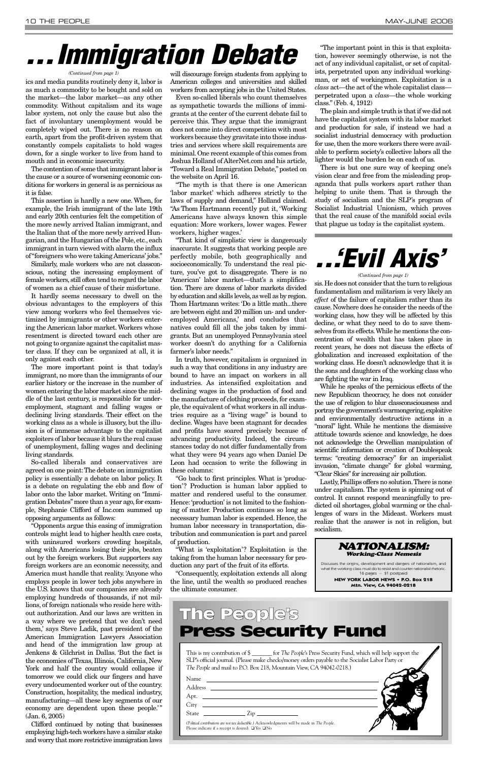# . . . Immigration Debate

*(Continued from page 1)*

ics and media pundits routinely deny it, labor is as much a commodity to be bought and sold on the market—the labor market—as any other commodity. Without capitalism and its wage labor system, not only the cause but also the fact of involuntary unemployment would be completely wiped out. There is no reason on earth, apart from the profit-driven system that constantly compels capitalists to hold wages down, for a single worker to live from hand to mouth and in economic insecurity.

The contention of some that immigrant labor is the cause or a source of worsening economic conditions for workers in general is as pernicious as it is false.

This assertion is hardly a new one. When, for example, the Irish immigrant of the late 19th and early 20th centuries felt the competition of the more newly arrived Italian immigrant, and the Italian that of the more newly arrived Hungarian, and the Hungarian of the Pole, etc., each immigrant in turn viewed with alarm the influx of "foreigners who were taking Americans' jobs."

Similarly, male workers who are not classconscious, noting the increasing employment of female workers, still often tend to regard the labor of women as a chief cause of their misfortune.

It hardly seems necessary to dwell on the obvious advantages to the employers of this view among workers who feel themselves victimized by immigrants or other workers entering the American labor market. Workers whose resentment is directed toward each other are not going to organize against the capitalist master class. If they can be organized at all, it is only against each other.

The more important point is that today's immigrant, no more than the immigrants of our earlier history or the increase in the number of women entering the labor market since the middle of the last century, is responsible for underemployment, stagnant and falling wages or declining living standards. Their effect on the working class as a whole is illusory, but the illusion is of immense advantage to the capitalist exploiters of labor because it blurs the real cause of unemployment, falling wages and declining living standards.

So-called liberals and conservatives are agreed on one point: The debate on immigration policy is essentially a debate on labor policy. It is a debate on regulating the ebb and flow of labor onto the labor market. Writing on "Immigration Debates" more than a year ago, for example, Stephanie Clifford of Inc.com summed up opposing arguments as follows:

"Opponents argue this easing of immigration controls might lead to higher health care costs, with uninsured workers crowding hospitals, along with Americans losing their jobs, beaten out by the foreign workers. But supporters say foreign workers are an economic necessity, and America must handle that reality. 'Anyone who employs people in lower tech jobs anywhere in the U.S. knows that our companies are already employing hundreds of thousands, if not millions, of foreign nationals who reside here without authorization. And our laws are written in a way where we pretend that we don't need them,' says Steve Ladik, past president of the American Immigration Lawyers Association and head of the immigration law group at Jenkens & Gilchrist in Dallas. 'But the fact is the economies of Texas, Illinois, California, New York and half the country would collapse if tomorrow we could click our fingers and have every undocumented worker out of the country. Construction, hospitality, the medical industry, manufacturing—all these key segments of our economy are dependent upon these people.'" (Jan. 6, 2005)

Clifford continued by noting that businesses employing high-tech workers have a similar stake and worry that more restrictive immigration laws will discourage foreign students from applying to American colleges and universities and skilled workers from accepting jobs in the United States.

Even so-called liberals who count themselves as sympathetic towards the millions of immigrants at the center of the current debate fail to perceive this. They argue that the immigrant does not come into direct competition with most workers because they gravitate into those industries and services where skill requirements are minimal. One recent example of this comes from Joshua Holland of AlterNet.com and his article, "Toward a Real Immigration Debate," posted on the website on April 16.

"The myth is that there is one American 'labor market' which adheres strictly to the laws of supply and demand," Holland claimed. "As Thom Hartmann recently put it, 'Working Americans have always known this simple equation: More workers, lower wages. Fewer workers, higher wages.'

"That kind of simplistic view is dangerously inaccurate. It suggests that working people are perfectly mobile, both geographically and socioeconomically. To understand the real picture, you've got to disaggregate. There is no 'American' labor market—that's a simplification. There are dozens of labor markets divided by education and skills levels, as well as by region. Thom Hartmann writes: 'Do a little math...there are between eight and 20 million un- and underemployed Americans,' and concludes that natives could fill all the jobs taken by immigrants. But an unemployed Pennsylvania steel worker doesn't do anything for a California farmer's labor needs."

In truth, however, capitalism is organized in such a way that conditions in any industry are bound to have an impact on workers in all industries. As intensified exploitation and declining wages in the production of food and the manufacture of clothing proceeds, for example, the equivalent of what workers in all industries require as a "living wage" is bound to decline. Wages have been stagnant for decades and profits have soared precisely because of advancing productivity. Indeed, the circumstances today do not differ fundamentally from what they were 94 years ago when Daniel De Leon had occasion to write the following in these columns:

"Go back to first principles. What is 'production'? Production is human labor applied to matter and rendered useful to the consumer. Hence: 'production' is not limited to the fashioning of matter. Production continues so long as necessary human labor is expended. Hence, the human labor necessary in transportation, distribution and communication is part and parcel of production.

"What is 'exploitation'? Exploitation is the taking from the human labor necessary for production any part of the fruit of its efforts.

"Consequently, exploitation extends all along the line, until the wealth so produced reaches the ultimate consumer.

"The important point in this is that exploitation, however seemingly otherwise, is not the act of any individual capitalist, or set of capitalists, perpetrated upon any individual workingman, or set of workingmen. Exploitation is a *class* act—the act of the whole capitalist class—perpetrated upon a *class*—the whole working class." (Feb. 4, 1912)

The plain and simple truth is that if we did not have the capitalist system with its labor market and production for sale, if instead we had a socialist industrial democracy with production for use, then the more workers there were available to perform society's collective labors all the lighter would the burden be on each of us.

There is but one sure way of keeping one's vision clear and free from the misleading propaganda that pulls workers apart rather than helping to unite them. That is through the study of socialism and the SLP's program of Socialist Industrial Unionism, which proves that the real cause of the manifold social evils that plague us today is the capitalist system.

# . . . 'Evil Axis'

*(Continued from page 1)*

sis. He does not consider that the turn to religious fundamentalism and militarism is very likely an *effect* of the failure of capitalism rather than its cause. Nowhere does he consider the needs of the working class, how they will be affected by this decline, or what they need to do to save themselves from its effects. While he mentions the concentration of wealth that has taken place in recent years, he does not discuss the effects of globalization and increased exploitation of the working class. He doesn't acknowledge that it is the sons and daughters of the working class who are fighting the war in Iraq.

While he speaks of the pernicious effects of the new Republican theocracy, he does not consider the use of religion to blur classconsciousness and portray the government's warmongering, exploitive and environmentally destructive actions in a "moral" light. While he mentions the dismissive attitude towards science and knowledge, he does not acknowledge the Orwellian manipulation of scientific information or creation of Doublespeak terms: "creating democracy" for an imperialist invasion, "climate change" for global warming, "Clear Skies" for increasing air pollution.

Lastly, Phillips offers no solution. There is none under capitalism. The system is spinning out of control. It cannot respond meaningfully to predicted oil shortages, global warming or the challenges of wars in the Mideast. Workers must realize that the answer is not in religion, but socialism.

---

### NATIONALISM:
#### Working-Class Nemesis

Discusses the origins, development and dangers of nationalism, and what the working class must do to resist and counter nationalist rhetoric.
16 pages — $1 postpaid

**NEW YORK LABOR NEWS • P.O. Box 218
Mtn. View, CA 94042-0218**

---

## The People's Press Security Fund

This is my contribution of $ _______ for *The People's* Press Security Fund, which will help support the SLP's official journal. (Please make checks/money orders payable to the Socialist Labor Party or *The People* and mail to P.O. Box 218, Mountain View, CA 94042-0218.)

Name ______________________________

Address ______________________________

Apt. ______________________________

City ______________________________

State ____________ Zip ____________

*(Political contributions are not tax deductible.)* Acknowledgments will be made in *The People*. Please indicate if a receipt is desired: ☐ Yes ☐ No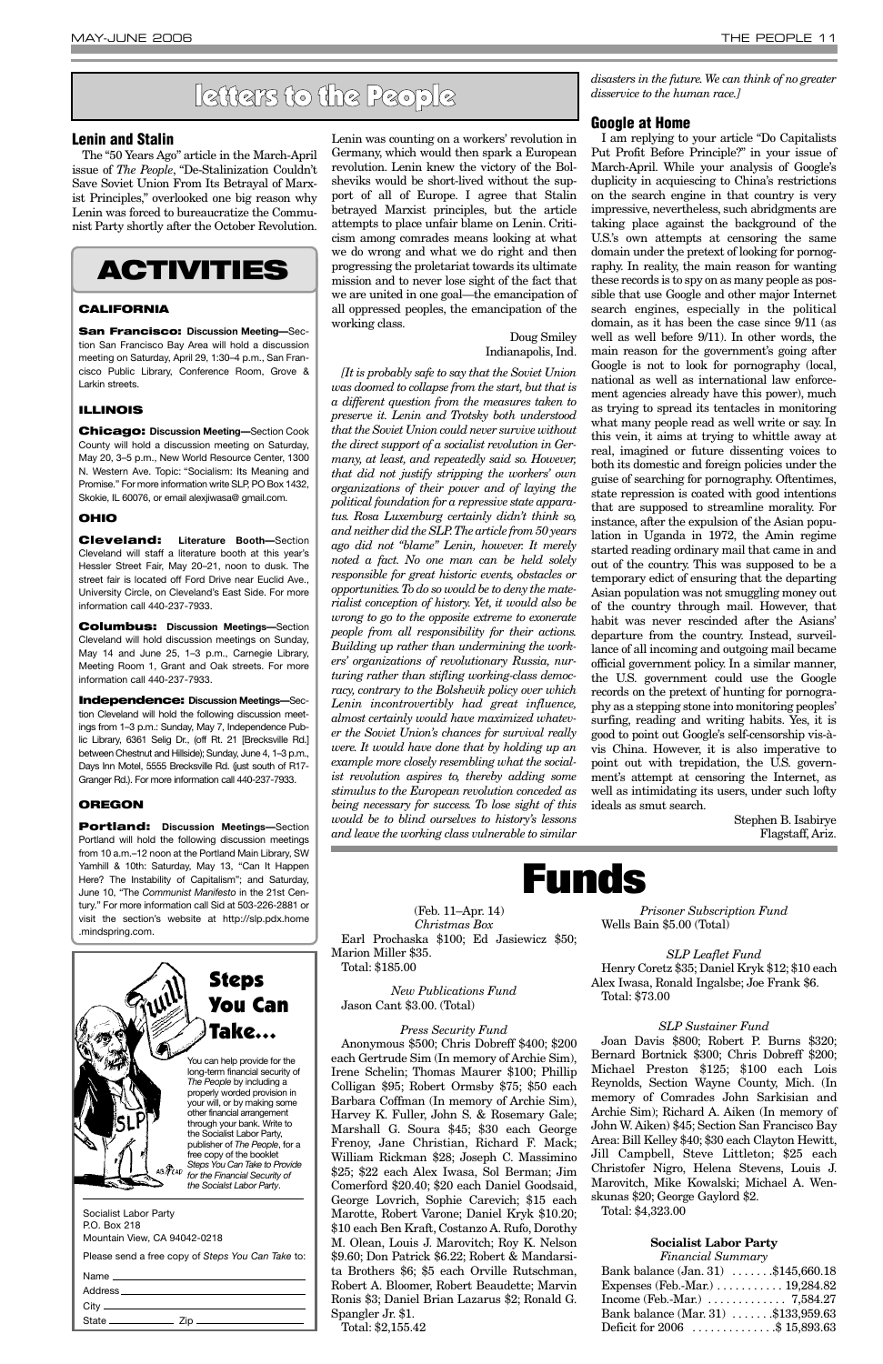# letters to the People

## Lenin and Stalin

The "50 Years Ago" article in the March-April issue of *The People*, "De-Stalinization Couldn't Save Soviet Union From Its Betrayal of Marxist Principles," overlooked one big reason why Lenin was forced to bureaucratize the Communist Party shortly after the October Revolution. Lenin was counting on a workers' revolution in Germany, which would then spark a European revolution. Lenin knew the victory of the Bolsheviks would be short-lived without the support of all of Europe. I agree that Stalin betrayed Marxist principles, but the article attempts to place unfair blame on Lenin. Criticism among comrades means looking at what we do wrong and what we do right and then progressing the proletariat towards its ultimate mission and to never lose sight of the fact that we are united in one goal—the emancipation of all oppressed peoples, the emancipation of the working class.

Doug Smiley
Indianapolis, Ind.

*[It is probably safe to say that the Soviet Union was doomed to collapse from the start, but that is a different question from the measures taken to preserve it. Lenin and Trotsky both understood that the Soviet Union could never survive without the direct support of a socialist revolution in Germany, at least, and repeatedly said so. However, that did not justify stripping the workers' own organizations of their power and of laying the political foundation for a repressive state apparatus. Rosa Luxemburg certainly didn't think so, and neither did the SLP. The article from 50 years ago did not "blame" Lenin, however. It merely noted a fact. No one man can be held solely responsible for great historic events, obstacles or opportunities. To do so would be to deny the materialist conception of history. Yet, it would also be wrong to go to the opposite extreme to exonerate people from all responsibility for their actions. Building up rather than undermining the workers' organizations of revolutionary Russia, nurturing rather than stifling working-class democracy, contrary to the Bolshevik policy over which Lenin incontrovertibly had great influence, almost certainly would have maximized whatever the Soviet Union's chances for survival really were. It would have done that by holding up an example more closely resembling what the socialist revolution aspires to, thereby adding some stimulus to the European revolution conceded as being necessary for success. To lose sight of this would be to blind ourselves to history's lessons and leave the working class vulnerable to similar disasters in the future. We can think of no greater disservice to the human race.]*

## Google at Home

I am replying to your article "Do Capitalists Put Profit Before Principle?" in your issue of March-April. While your analysis of Google's duplicity in acquiescing to China's restrictions on the search engine in that country is very impressive, nevertheless, such abridgments are taking place against the background of the U.S.'s own attempts at censoring the same domain under the pretext of looking for pornography. In reality, the main reason for wanting these records is to spy on as many people as possible that use Google and other major Internet search engines, especially in the political domain, as it has been the case since 9/11 (as well as well before 9/11). In other words, the main reason for the government's going after Google is not to look for pornography (local, national as well as international law enforcement agencies already have this power), much as trying to spread its tentacles in monitoring what many people read as well write or say. In this vein, it aims at trying to whittle away at real, imagined or future dissenting voices to both its domestic and foreign policies under the guise of searching for pornography. Oftentimes, state repression is coated with good intentions that are supposed to streamline morality. For instance, after the expulsion of the Asian population in Uganda in 1972, the Amin regime started reading ordinary mail that came in and out of the country. This was supposed to be a temporary edict of ensuring that the departing Asian population was not smuggling money out of the country through mail. However, that habit was never rescinded after the Asians' departure from the country. Instead, surveillance of all incoming and outgoing mail became official government policy. In a similar manner, the U.S. government could use the Google records on the pretext of hunting for pornography as a stepping stone into monitoring peoples' surfing, reading and writing habits. Yes, it is good to point out Google's self-censorship vis-à-vis China. However, it is also imperative to point out with trepidation, the U.S. government's attempt at censoring the Internet, as well as intimidating its users, under such lofty ideals as smut search.

Stephen B. Isabirye
Flagstaff, Ariz.

# ACTIVITIES

### CALIFORNIA

**San Francisco: Discussion Meeting—**Section San Francisco Bay Area will hold a discussion meeting on Saturday, April 29, 1:30–4 p.m., San Francisco Public Library, Conference Room, Grove & Larkin streets.

### ILLINOIS

**Chicago: Discussion Meeting—**Section Cook County will hold a discussion meeting on Saturday, May 20, 3–5 p.m., New World Resource Center, 1300 N. Western Ave. Topic: "Socialism: Its Meaning and Promise." For more information write SLP, PO Box 1432, Skokie, IL 60076, or email alexjiwasa@ gmail.com.

### OHIO

**Cleveland: Literature Booth—**Section Cleveland will staff a literature booth at this year's Hessler Street Fair, May 20–21, noon to dusk. The street fair is located off Ford Drive near Euclid Ave., University Circle, on Cleveland's East Side. For more information call 440-237-7933.

**Columbus: Discussion Meetings—**Section Cleveland will hold discussion meetings on Sunday, May 14 and June 25, 1–3 p.m., Carnegie Library, Meeting Room 1, Grant and Oak streets. For more information call 440-237-7933.

**Independence: Discussion Meetings—**Section Cleveland will hold the following discussion meetings from 1–3 p.m.: Sunday, May 7, Independence Public Library, 6361 Selig Dr., (off Rt. 21 [Brecksville Rd.] between Chestnut and Hillside); Sunday, June 4, 1–3 p.m., Days Inn Motel, 5555 Brecksville Rd. (just south of R17-Granger Rd.). For more information call 440-237-7933.

### OREGON

**Portland: Discussion Meetings—**Section Portland will hold the following discussion meetings from 10 a.m.–12 noon at the Portland Main Library, SW Yamhill & 10th: Saturday, May 13, "Can It Happen Here? The Instability of Capitalism"; and Saturday, June 10, "The *Communist Manifesto* in the 21st Century." For more information call Sid at 503-226-2881 or visit the section's website at http://slp.pdx.home .mindspring.com.

## Steps You Can Take...

You can help provide for the long-term financial security of *The People* by including a properly worded provision in your will, or by making some other financial arrangement through your bank. Write to the Socialist Labor Party, publisher of *The People*, for a free copy of the booklet *Steps You Can Take to Provide for the Financial Security of the Socialist Labor Party*.

Socialist Labor Party
P.O. Box 218
Mountain View, CA 94042-0218

Please send a free copy of *Steps You Can Take* to:

Name ______________________
Address ____________________
City _______________________
State __________ Zip __________

# Funds

(Feb. 11–Apr. 14)

*Christmas Box*

Earl Prochaska $100; Ed Jasiewicz $50; Marion Miller $35.
Total: $185.00

*New Publications Fund*

Jason Cant $3.00. (Total)

*Press Security Fund*

Anonymous $500; Chris Dobreff $400; $200 each Gertrude Sim (In memory of Archie Sim), Irene Schelin; Thomas Maurer $100; Phillip Colligan $95; Robert Ormsby $75; $50 each Barbara Coffman (In memory of Archie Sim), Harvey K. Fuller, John S. & Rosemary Gale; Marshall G. Soura $45; $30 each George Frenoy, Jane Christian, Richard F. Mack; William Rickman $28; Joseph C. Massimino $25; $22 each Alex Iwasa, Sol Berman; Jim Comerford $20.40; $20 each Daniel Goodsaid, George Lovrich, Sophie Carevich; $15 each Marotte, Robert Varone; Daniel Kryk $10.20; $10 each Ben Kraft, Costanzo A. Rufo, Dorothy M. Olean, Louis J. Marovitch; Roy K. Nelson $9.60; Don Patrick $6.22; Robert & Mandarsita Brothers $6; $5 each Orville Rutschman, Robert A. Bloomer, Robert Beaudette; Marvin Ronis $3; Daniel Brian Lazarus $2; Ronald G. Spangler Jr. $1.
Total: $2,155.42

*Prisoner Subscription Fund*

Wells Bain $5.00 (Total)

*SLP Leaflet Fund*

Henry Coretz $35; Daniel Kryk $12; $10 each Alex Iwasa, Ronald Ingalsbe; Joe Frank $6.
Total: $73.00

*SLP Sustainer Fund*

Joan Davis $800; Robert P. Burns $320; Bernard Bortnick $300; Chris Dobreff $200; Michael Preston $125; $100 each Lois Reynolds, Section Wayne County, Mich. (In memory of Comrades John Sarkisian and Archie Sim); Richard A. Aiken (In memory of John W. Aiken) $45; Section San Francisco Bay Area: Bill Kelley $40; $30 each Clayton Hewitt, Jill Campbell, Steve Littleton; $25 each Christofer Nigro, Helena Stevens, Louis J. Marovitch, Mike Kowalski; Michael A. Wenskunas $20; George Gaylord $2.
Total: $4,323.00

**Socialist Labor Party**
*Financial Summary*

| | |
|---|---|
| Bank balance (Jan. 31) | $145,660.18 |
| Expenses (Feb.-Mar.) | 19,284.82 |
| Income (Feb.-Mar.) | 7,584.27 |
| Bank balance (Mar. 31) | $133,959.63 |
| Deficit for 2006 | $ 15,893.63 |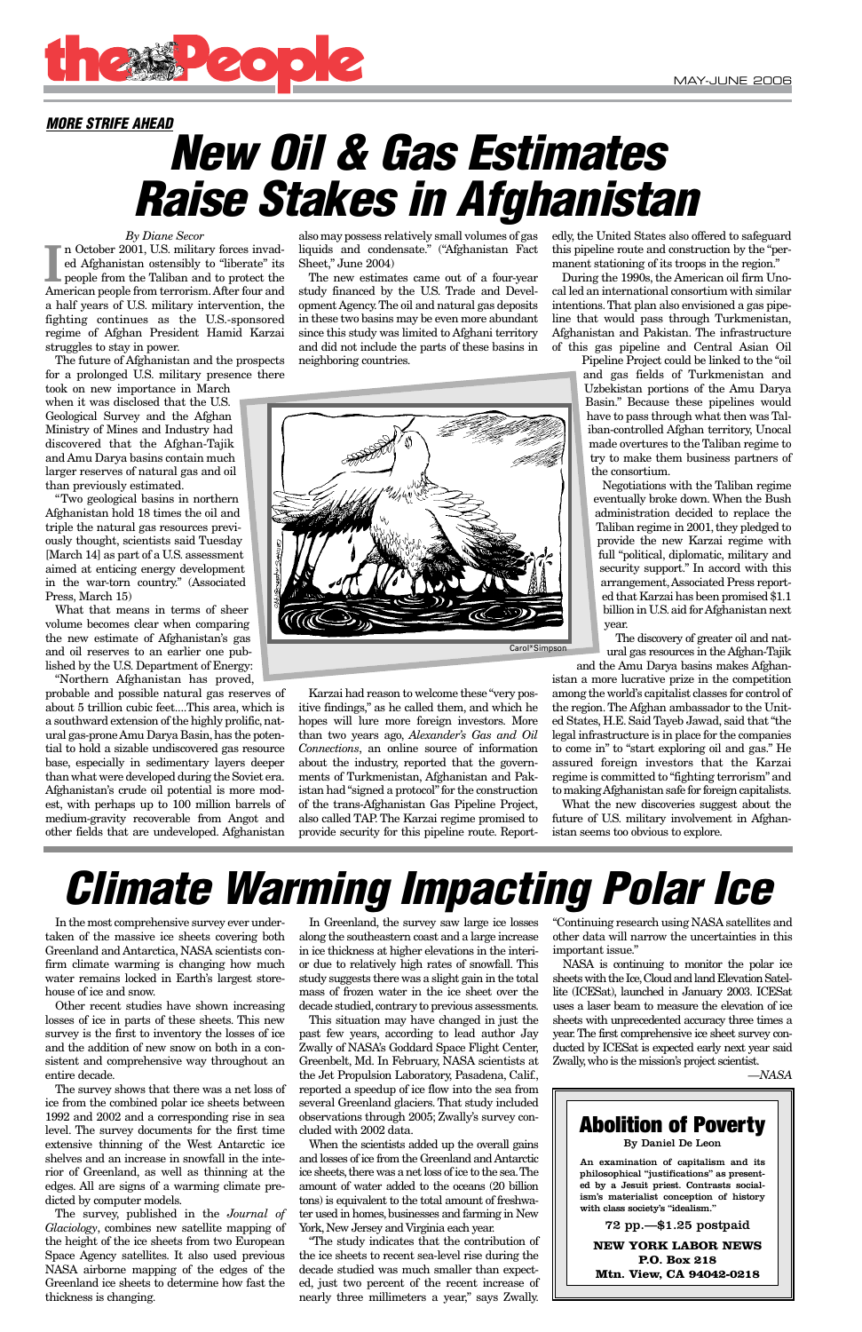## MORE STRIFE AHEAD

# New Oil & Gas Estimates Raise Stakes in Afghanistan

*By Diane Secor*

In October 2001, U.S. military forces invaded Afghanistan ostensibly to "liberate" its people from the Taliban and to protect the American people from terrorism. After four and a half years of U.S. military intervention, the fighting continues as the U.S.-sponsored regime of Afghan President Hamid Karzai struggles to stay in power.

The future of Afghanistan and the prospects for a prolonged U.S. military presence there took on new importance in March when it was disclosed that the U.S. Geological Survey and the Afghan Ministry of Mines and Industry had discovered that the Afghan-Tajik and Amu Darya basins contain much larger reserves of natural gas and oil than previously estimated.

"Two geological basins in northern Afghanistan hold 18 times the oil and triple the natural gas resources previously thought, scientists said Tuesday [March 14] as part of a U.S. assessment aimed at enticing energy development in the war-torn country." (Associated Press, March 15)

What that means in terms of sheer volume becomes clear when comparing the new estimate of Afghanistan's gas and oil reserves to an earlier one published by the U.S. Department of Energy:

"Northern Afghanistan has proved, probable and possible natural gas reserves of about 5 trillion cubic feet....This area, which is a southward extension of the highly prolific, natural gas-prone Amu Darya Basin, has the potential to hold a sizable undiscovered gas resource base, especially in sedimentary layers deeper than what were developed during the Soviet era. Afghanistan's crude oil potential is more modest, with perhaps up to 100 million barrels of medium-gravity recoverable from Angot and other fields that are undeveloped. Afghanistan also may possess relatively small volumes of gas liquids and condensate." ("Afghanistan Fact Sheet," June 2004)

The new estimates came out of a four-year study financed by the U.S. Trade and Development Agency. The oil and natural gas deposits in these two basins may be even more abundant since this study was limited to Afghani territory and did not include the parts of these basins in neighboring countries.

Karzai had reason to welcome these "very positive findings," as he called them, and which he hopes will lure more foreign investors. More than two years ago, *Alexander's Gas and Oil Connections*, an online source of information about the industry, reported that the governments of Turkmenistan, Afghanistan and Pakistan had "signed a protocol" for the construction of the trans-Afghanistan Gas Pipeline Project, also called TAP. The Karzai regime promised to provide security for this pipeline route. Reportedly, the United States also offered to safeguard this pipeline route and construction by the "permanent stationing of its troops in the region."

During the 1990s, the American oil firm Unocal led an international consortium with similar intentions. That plan also envisioned a gas pipeline that would pass through Turkmenistan, Afghanistan and Pakistan. The infrastructure of this gas pipeline and Central Asian Oil Pipeline Project could be linked to the "oil and gas fields of Turkmenistan and Uzbekistan portions of the Amu Darya Basin." Because these pipelines would have to pass through what then was Taliban-controlled Afghan territory, Unocal made overtures to the Taliban regime to try to make them business partners of the consortium.

Negotiations with the Taliban regime eventually broke down. When the Bush administration decided to replace the Taliban regime in 2001, they pledged to provide the new Karzai regime with full "political, diplomatic, military and security support." In accord with this arrangement, Associated Press reported that Karzai has been promised $1.1 billion in U.S. aid for Afghanistan next year.

The discovery of greater oil and natural gas resources in the Afghan-Tajik and the Amu Darya basins makes Afghanistan a more lucrative prize in the competition among the world's capitalist classes for control of the region. The Afghan ambassador to the United States, H.E. Said Tayeb Jawad, said that "the legal infrastructure is in place for the companies to come in" to "start exploring oil and gas." He assured foreign investors that the Karzai regime is committed to "fighting terrorism" and to making Afghanistan safe for foreign capitalists.

What the new discoveries suggest about the future of U.S. military involvement in Afghanistan seems too obvious to explore.

Carol*Simpson

# Climate Warming Impacting Polar Ice

In the most comprehensive survey ever undertaken of the massive ice sheets covering both Greenland and Antarctica, NASA scientists confirm climate warming is changing how much water remains locked in Earth's largest storehouse of ice and snow.

Other recent studies have shown increasing losses of ice in parts of these sheets. This new survey is the first to inventory the losses of ice and the addition of new snow on both in a consistent and comprehensive way throughout an entire decade.

The survey shows that there was a net loss of ice from the combined polar ice sheets between 1992 and 2002 and a corresponding rise in sea level. The survey documents for the first time extensive thinning of the West Antarctic ice shelves and an increase in snowfall in the interior of Greenland, as well as thinning at the edges. All are signs of a warming climate predicted by computer models.

The survey, published in the *Journal of Glaciology*, combines new satellite mapping of the height of the ice sheets from two European Space Agency satellites. It also used previous NASA airborne mapping of the edges of the Greenland ice sheets to determine how fast the thickness is changing.

In Greenland, the survey saw large ice losses along the southeastern coast and a large increase in ice thickness at higher elevations in the interior due to relatively high rates of snowfall. This study suggests there was a slight gain in the total mass of frozen water in the ice sheet over the decade studied, contrary to previous assessments.

This situation may have changed in just the past few years, according to lead author Jay Zwally of NASA's Goddard Space Flight Center, Greenbelt, Md. In February, NASA scientists at the Jet Propulsion Laboratory, Pasadena, Calif., reported a speedup of ice flow into the sea from several Greenland glaciers. That study included observations through 2005; Zwally's survey concluded with 2002 data.

When the scientists added up the overall gains and losses of ice from the Greenland and Antarctic ice sheets, there was a net loss of ice to the sea. The amount of water added to the oceans (20 billion tons) is equivalent to the total amount of freshwater used in homes, businesses and farming in New York, New Jersey and Virginia each year.

"The study indicates that the contribution of the ice sheets to recent sea-level rise during the decade studied was much smaller than expected, just two percent of the recent increase of nearly three millimeters a year," says Zwally. "Continuing research using NASA satellites and other data will narrow the uncertainties in this important issue."

NASA is continuing to monitor the polar ice sheets with the Ice, Cloud and land Elevation Satellite (ICESat), launched in January 2003. ICESat uses a laser beam to measure the elevation of ice sheets with unprecedented accuracy three times a year. The first comprehensive ice sheet survey conducted by ICESat is expected early next year said Zwally, who is the mission's project scientist.

—*NASA*

## Abolition of Poverty

**By Daniel De Leon**

**An examination of capitalism and its philosophical "justifications" as presented by a Jesuit priest. Contrasts socialism's materialist conception of history with class society's "idealism."**

**72 pp.—$1.25 postpaid**

**NEW YORK LABOR NEWS**
**P.O. Box 218**
**Mtn. View, CA 94042-0218**